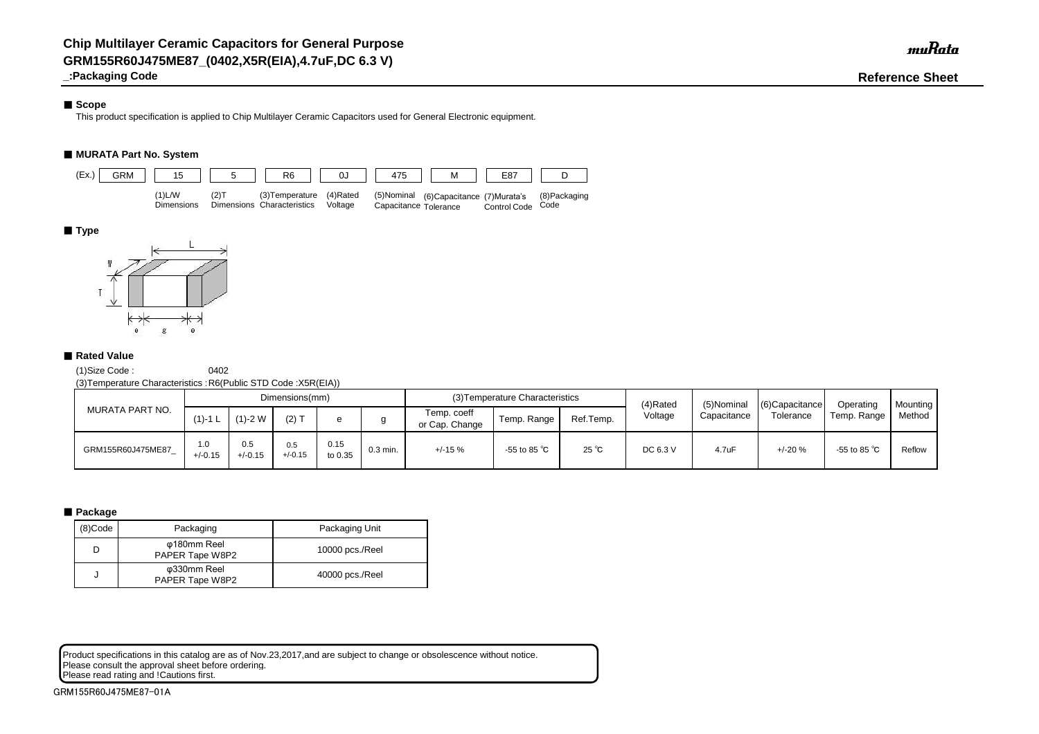# Chip Multilayer Ceramic Capacitors for General Purpose
# GRM155R60J475ME87_(0402,X5R(EIA),4.7uF,DC 6.3 V)

**_:Packaging Code**

muRata

**Reference Sheet**

## ■ Scope

This product specification is applied to Chip Multilayer Ceramic Capacitors used for General Electronic equipment.

## ■ MURATA Part No. System

| (Ex.) GRM | 15 | 5 | R6 | 0J | 475 | M | E87 | D |
|---|---|---|---|---|---|---|---|---|
| | (1)L/W Dimensions | (2)T Dimensions | (3)Temperature Characteristics | (4)Rated Voltage | (5)Nominal Capacitance | (6)Capacitance Tolerance | (7)Murata's Control Code | (8)Packaging Code |

## ■ Type

## ■ Rated Value

(1)Size Code : 0402

(3)Temperature Characteristics : R6(Public STD Code :X5R(EIA))

| MURATA PART NO. | Dimensions(mm) | | | | | (3)Temperature Characteristics | | | (4)Rated Voltage | (5)Nominal Capacitance | (6)Capacitance Tolerance | Operating Temp. Range | Mounting Method |
|---|---|---|---|---|---|---|---|---|---|---|---|---|---|
| | (1)-1 L | (1)-2 W | (2) T | e | g | Temp. coeff or Cap. Change | Temp. Range | Ref.Temp. | | | | | |
| GRM155R60J475ME87_ | 1.0 +/-0.15 | 0.5 +/-0.15 | 0.5 +/-0.15 | 0.15 to 0.35 | 0.3 min. | +/-15 % | -55 to 85 ℃ | 25 ℃ | DC 6.3 V | 4.7uF | +/-20 % | -55 to 85 ℃ | Reflow |

## ■ Package

| (8)Code | Packaging | Packaging Unit |
|---|---|---|
| D | φ180mm Reel PAPER Tape W8P2 | 10000 pcs./Reel |
| J | φ330mm Reel PAPER Tape W8P2 | 40000 pcs./Reel |

Product specifications in this catalog are as of Nov.23,2017,and are subject to change or obsolescence without notice.
Please consult the approval sheet before ordering.
Please read rating and !Cautions first.

GRM155R60J475ME87-01A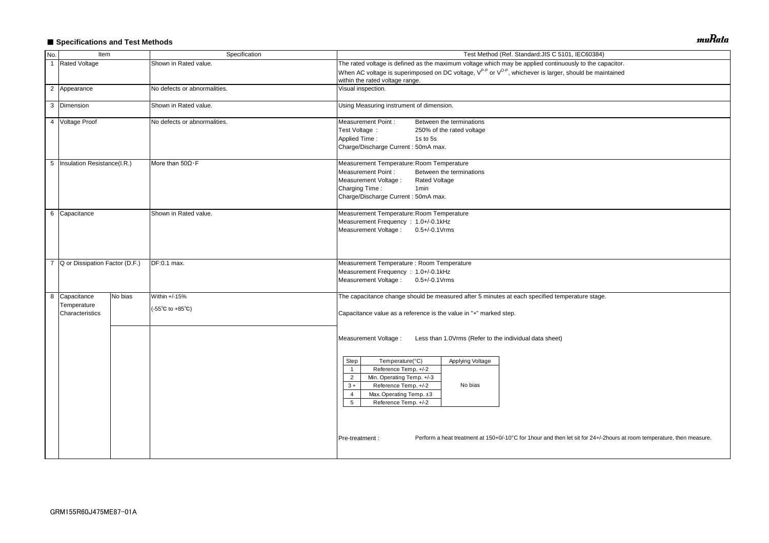## ■ Specifications and Test Methods

| No. | Item | | Specification | Test Method (Ref. Standard:JIS C 5101, IEC60384) |
|---|---|---|---|---|
| 1 | Rated Voltage | | Shown in Rated value. | The rated voltage is defined as the maximum voltage which may be applied continuously to the capacitor.<br>When AC voltage is superimposed on DC voltage, $V^{P-P}$ or $V^{O-P}$, whichever is larger, should be maintained within the rated voltage range. |
| 2 | Appearance | | No defects or abnormalities. | Visual inspection. |
| 3 | Dimension | | Shown in Rated value. | Using Measuring instrument of dimension. |
| 4 | Voltage Proof | | No defects or abnormalities. | Measurement Point : Between the terminations<br>Test Voltage : 250% of the rated voltage<br>Applied Time : 1s to 5s<br>Charge/Discharge Current : 50mA max. |
| 5 | Insulation Resistance(I.R.) | | More than 50Ω・F | Measurement Temperature: Room Temperature<br>Measurement Point : Between the terminations<br>Measurement Voltage : Rated Voltage<br>Charging Time : 1min<br>Charge/Discharge Current : 50mA max. |
| 6 | Capacitance | | Shown in Rated value. | Measurement Temperature: Room Temperature<br>Measurement Frequency : 1.0+/-0.1kHz<br>Measurement Voltage : 0.5+/-0.1Vrms |
| 7 | Q or Dissipation Factor (D.F.) | | DF:0.1 max. | Measurement Temperature : Room Temperature<br>Measurement Frequency : 1.0+/-0.1kHz<br>Measurement Voltage : 0.5+/-0.1Vrms |
| 8 | Capacitance Temperature Characteristics | No bias | Within +/-15%<br>(-55℃ to +85℃) | The capacitance change should be measured after 5 minutes at each specified temperature stage.<br>Capacitance value as a reference is the value in "*" marked step. |
| | | | | Measurement Voltage : Less than 1.0Vrms (Refer to the individual data sheet)<br>(see step table below)<br>Pre-treatment : Perform a heat treatment at 150+0/-10°C for 1hour and then let sit for 24+/-2hours at room temperature, then measure. |

| Step | Temperature(°C) | Applying Voltage |
|---|---|---|
| 1 | Reference Temp. +/-2 | No bias |
| 2 | Min. Operating Temp. +/-3 | |
| 3 * | Reference Temp. +/-2 | |
| 4 | Max. Operating Temp. ±3 | |
| 5 | Reference Temp. +/-2 | |

GRM155R60J475ME87-01A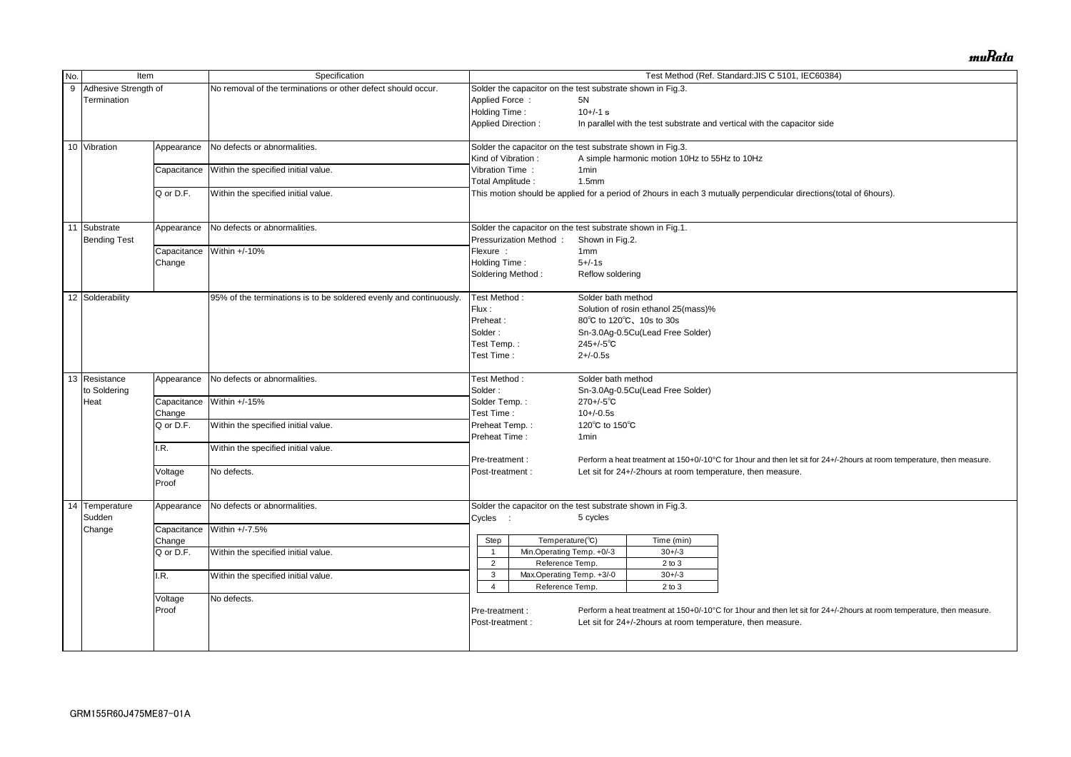| No. | Item | | Specification | Test Method (Ref. Standard:JIS C 5101, IEC60384) |
|---|---|---|---|---|
| 9 | Adhesive Strength of Termination | | No removal of the terminations or other defect should occur. | Solder the capacitor on the test substrate shown in Fig.3.<br>Applied Force : 5N<br>Holding Time : 10+/-1 s<br>Applied Direction : In parallel with the test substrate and vertical with the capacitor side |
| 10 | Vibration | Appearance | No defects or abnormalities. | Solder the capacitor on the test substrate shown in Fig.3.<br>Kind of Vibration : A simple harmonic motion 10Hz to 55Hz to 10Hz<br>Vibration Time : 1min<br>Total Amplitude : 1.5mm<br>This motion should be applied for a period of 2hours in each 3 mutually perpendicular directions(total of 6hours). |
| | | Capacitance | Within the specified initial value. | |
| | | Q or D.F. | Within the specified initial value. | |
| 11 | Substrate Bending Test | Appearance | No defects or abnormalities. | Solder the capacitor on the test substrate shown in Fig.1.<br>Pressurization Method : Shown in Fig.2.<br>Flexure : 1mm<br>Holding Time : 5+/-1s<br>Soldering Method : Reflow soldering |
| | | Capacitance Change | Within +/-10% | |
| 12 | Solderability | | 95% of the terminations is to be soldered evenly and continuously. | Test Method : Solder bath method<br>Flux : Solution of rosin ethanol 25(mass)%<br>Preheat : 80℃ to 120℃、10s to 30s<br>Solder : Sn-3.0Ag-0.5Cu(Lead Free Solder)<br>Test Temp. : 245+/-5℃<br>Test Time : 2+/-0.5s |
| 13 | Resistance to Soldering Heat | Appearance | No defects or abnormalities. | Test Method : Solder bath method<br>Solder : Sn-3.0Ag-0.5Cu(Lead Free Solder)<br>Solder Temp. : 270+/-5℃<br>Test Time : 10+/-0.5s<br>Preheat Temp. : 120℃ to 150℃<br>Preheat Time : 1min<br>Pre-treatment : Perform a heat treatment at 150+0/-10°C for 1hour and then let sit for 24+/-2hours at room temperature, then measure.<br>Post-treatment : Let sit for 24+/-2hours at room temperature, then measure. |
| | | Capacitance Change | Within +/-15% | |
| | | Q or D.F. | Within the specified initial value. | |
| | | I.R. | Within the specified initial value. | |
| | | Voltage Proof | No defects. | |
| 14 | Temperature Sudden Change | Appearance | No defects or abnormalities. | Solder the capacitor on the test substrate shown in Fig.3.<br>Cycles : 5 cycles<br><br>Step 1: Min.Operating Temp. +0/-3, 30+/-3 min<br>Step 2: Reference Temp., 2 to 3 min<br>Step 3: Max.Operating Temp. +3/-0, 30+/-3 min<br>Step 4: Reference Temp., 2 to 3 min<br><br>Pre-treatment : Perform a heat treatment at 150+0/-10°C for 1hour and then let sit for 24+/-2hours at room temperature, then measure.<br>Post-treatment : Let sit for 24+/-2hours at room temperature, then measure. |
| | | Capacitance Change | Within +/-7.5% | |
| | | Q or D.F. | Within the specified initial value. | |
| | | I.R. | Within the specified initial value. | |
| | | Voltage Proof | No defects. | |

| Step | Temperature(℃) | Time (min) |
|---|---|---|
| 1 | Min.Operating Temp. +0/-3 | 30+/-3 |
| 2 | Reference Temp. | 2 to 3 |
| 3 | Max.Operating Temp. +3/-0 | 30+/-3 |
| 4 | Reference Temp. | 2 to 3 |

GRM155R60J475ME87-01A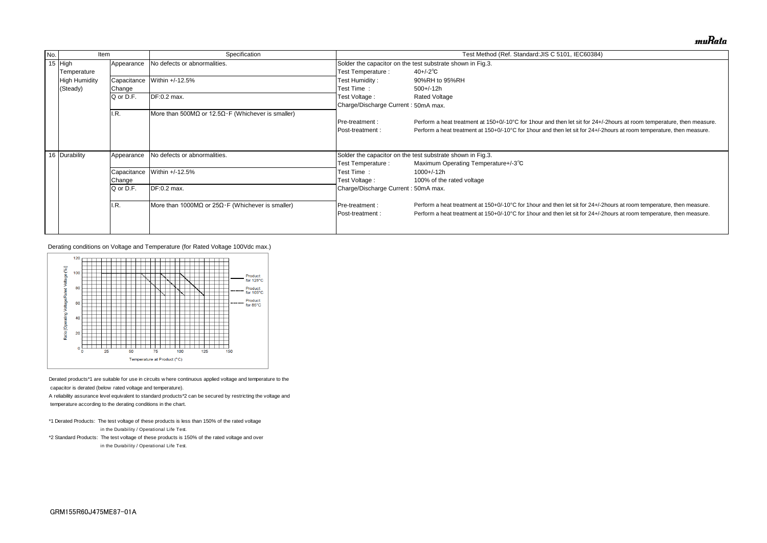| No. | Item | | Specification | Test Method (Ref. Standard:JIS C 5101, IEC60384) |
|---|---|---|---|---|
| 15 | High Temperature High Humidity (Steady) | Appearance | No defects or abnormalities. | Solder the capacitor on the test substrate shown in Fig.3.<br>Test Temperature : 40+/-2℃<br>Test Humidity : 90%RH to 95%RH<br>Test Time : 500+/-12h<br>Test Voltage : Rated Voltage<br>Charge/Discharge Current : 50mA max.<br><br>Pre-treatment : Perform a heat treatment at 150+0/-10°C for 1hour and then let sit for 24+/-2hours at room temperature, then measure.<br>Post-treatment : Perform a heat treatment at 150+0/-10°C for 1hour and then let sit for 24+/-2hours at room temperature, then measure. |
| | | Capacitance Change | Within +/-12.5% | |
| | | Q or D.F. | DF:0.2 max. | |
| | | I.R. | More than 500MΩ or 12.5Ω·F (Whichever is smaller) | |
| 16 | Durability | Appearance | No defects or abnormalities. | Solder the capacitor on the test substrate shown in Fig.3.<br>Test Temperature : Maximum Operating Temperature+/-3℃<br>Test Time : 1000+/-12h<br>Test Voltage : 100% of the rated voltage<br>Charge/Discharge Current : 50mA max.<br><br>Pre-treatment : Perform a heat treatment at 150+0/-10°C for 1hour and then let sit for 24+/-2hours at room temperature, then measure.<br>Post-treatment : Perform a heat treatment at 150+0/-10°C for 1hour and then let sit for 24+/-2hours at room temperature, then measure. |
| | | Capacitance Change | Within +/-12.5% | |
| | | Q or D.F. | DF:0.2 max. | |
| | | I.R. | More than 1000MΩ or 25Ω·F (Whichever is smaller) | |

Derating conditions on Voltage and Temperature (for Rated Voltage 100Vdc max.)

Derated products*1 are suitable for use in circuits where continuous applied voltage and temperature to the capacitor is derated (below rated voltage and temperature).

A reliability assurance level equivalent to standard products*2 can be secured by restricting the voltage and temperature according to the derating conditions in the chart.

*1 Derated Products: The test voltage of these products is less than 150% of the rated voltage in the Durability / Operational Life Test.

*2 Standard Products: The test voltage of these products is 150% of the rated voltage and over in the Durability / Operational Life Test.

GRM155R60J475ME87-01A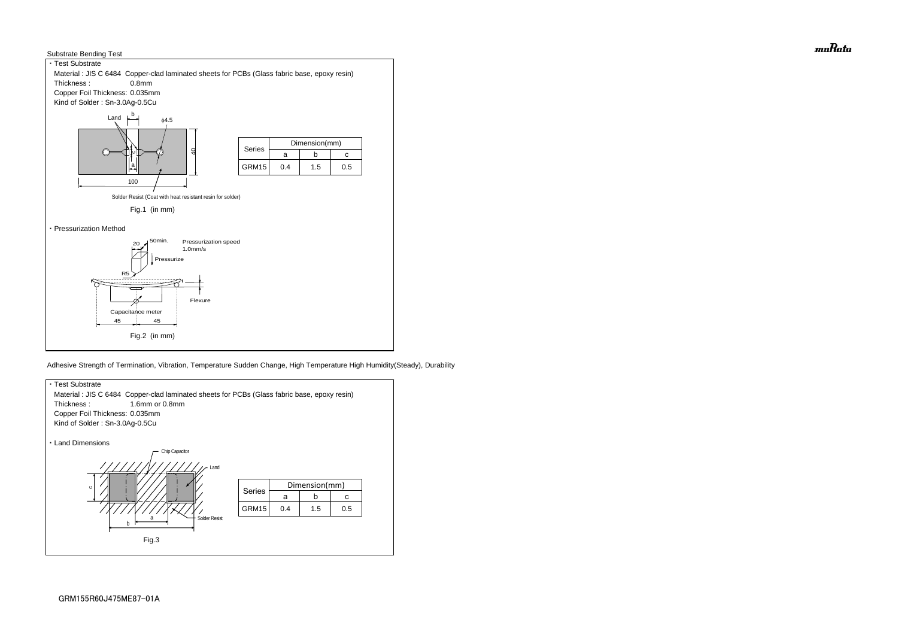Substrate Bending Test

・Test Substrate

Material : JIS C 6484 Copper-clad laminated sheets for PCBs (Glass fabric base, epoxy resin)

Thickness : 0.8mm

Copper Foil Thickness: 0.035mm

Kind of Solder : Sn-3.0Ag-0.5Cu

Land

b

φ4.5

c

a

40

100

Solder Resist (Coat with heat resistant resin for solder)

| Series | Dimension(mm) | | |
|---|---|---|---|
| | a | b | c |
| GRM15 | 0.4 | 1.5 | 0.5 |

Fig.1 (in mm)

・Pressurization Method

20

50min.

Pressurization speed 1.0mm/s

Pressurize

R5

Flexure

Capacitance meter

45 45

Fig.2 (in mm)

Adhesive Strength of Termination, Vibration, Temperature Sudden Change, High Temperature High Humidity(Steady), Durability

・Test Substrate

Material : JIS C 6484 Copper-clad laminated sheets for PCBs (Glass fabric base, epoxy resin)

Thickness : 1.6mm or 0.8mm

Copper Foil Thickness: 0.035mm

Kind of Solder : Sn-3.0Ag-0.5Cu

・Land Dimensions

Chip Capacitor

Land

c

a

b

Solder Resist

| Series | Dimension(mm) | | |
|---|---|---|---|
| | a | b | c |
| GRM15 | 0.4 | 1.5 | 0.5 |

Fig.3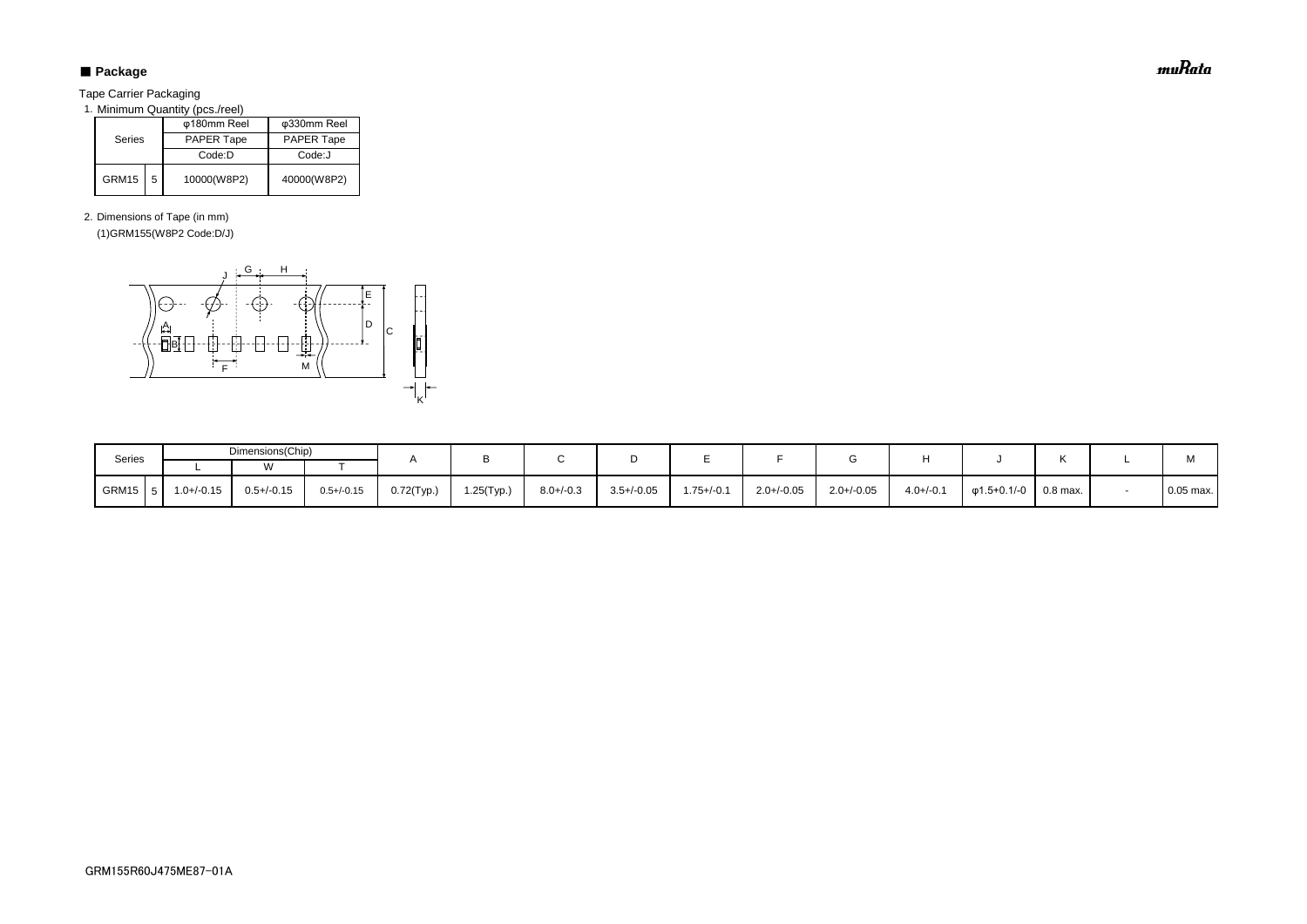## ■ Package

Tape Carrier Packaging

1. Minimum Quantity (pcs./reel)

| Series | | φ180mm Reel<br>PAPER Tape<br>Code:D | φ330mm Reel<br>PAPER Tape<br>Code:J |
|---|---|---|---|
| GRM15 | 5 | 10000(W8P2) | 40000(W8P2) |

2. Dimensions of Tape (in mm)

(1)GRM155(W8P2 Code:D/J)

| Series | | Dimensions(Chip) | | | A | B | C | D | E | F | G | H | J | K | L | M |
|---|---|---|---|---|---|---|---|---|---|---|---|---|---|---|---|---|
| | | L | W | T | | | | | | | | | | | | |
| GRM15 | 5 | 1.0+/-0.15 | 0.5+/-0.15 | 0.5+/-0.15 | 0.72(Typ.) | 1.25(Typ.) | 8.0+/-0.3 | 3.5+/-0.05 | 1.75+/-0.1 | 2.0+/-0.05 | 2.0+/-0.05 | 4.0+/-0.1 | φ1.5+0.1/-0 | 0.8 max. | - | 0.05 max. |

GRM155R60J475ME87-01A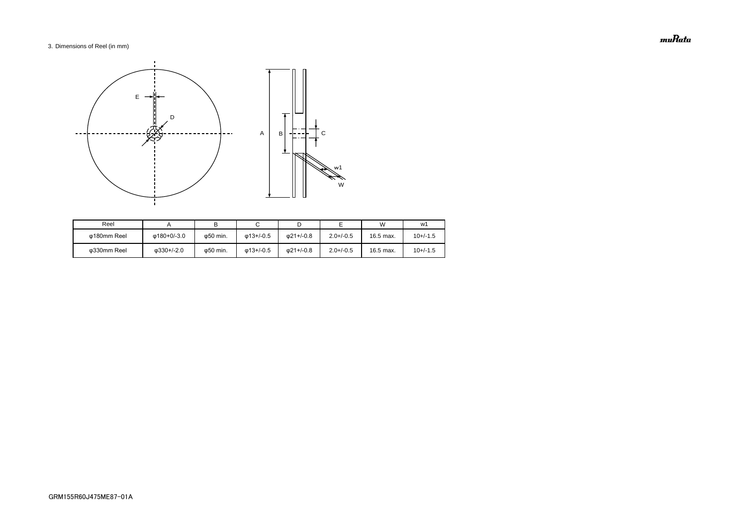3. Dimensions of Reel (in mm)

| Reel | A | B | C | D | E | W | w1 |
|---|---|---|---|---|---|---|---|
| φ180mm Reel | φ180+0/-3.0 | φ50 min. | φ13+/-0.5 | φ21+/-0.8 | 2.0+/-0.5 | 16.5 max. | 10+/-1.5 |
| φ330mm Reel | φ330+/-2.0 | φ50 min. | φ13+/-0.5 | φ21+/-0.8 | 2.0+/-0.5 | 16.5 max. | 10+/-1.5 |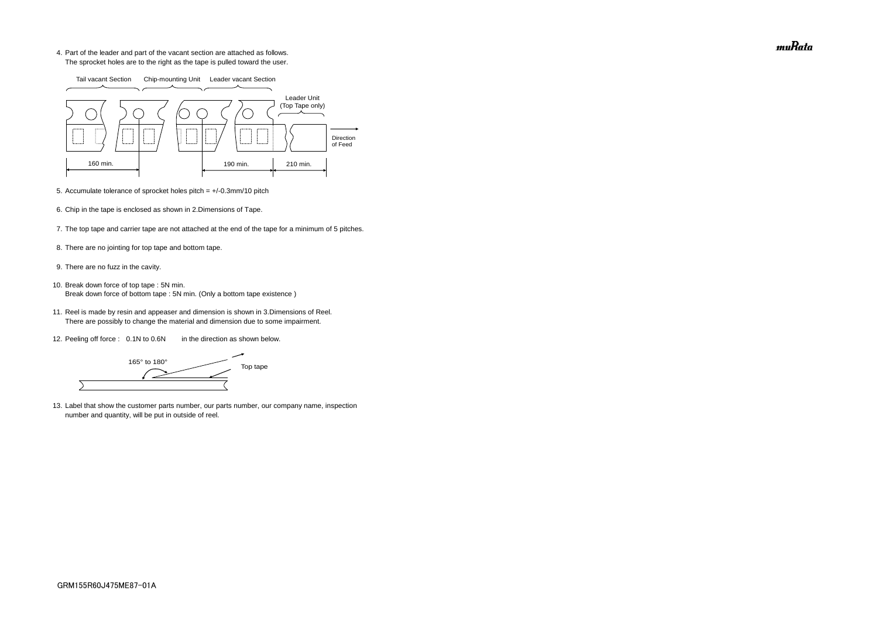4. Part of the leader and part of the vacant section are attached as follows.
   The sprocket holes are to the right as the tape is pulled toward the user.

Tail vacant Section    Chip-mounting Unit    Leader vacant Section

Leader Unit
(Top Tape only)

Direction of Feed

160 min.    190 min.    210 min.

5. Accumulate tolerance of sprocket holes pitch = +/-0.3mm/10 pitch

6. Chip in the tape is enclosed as shown in 2.Dimensions of Tape.

7. The top tape and carrier tape are not attached at the end of the tape for a minimum of 5 pitches.

8. There are no jointing for top tape and bottom tape.

9. There are no fuzz in the cavity.

10. Break down force of top tape : 5N min.
    Break down force of bottom tape : 5N min. (Only a bottom tape existence )

11. Reel is made by resin and appeaser and dimension is shown in 3.Dimensions of Reel.
    There are possibly to change the material and dimension due to some impairment.

12. Peeling off force : 0.1N to 0.6N in the direction as shown below.

165° to 180°    Top tape

13. Label that show the customer parts number, our parts number, our company name, inspection number and quantity, will be put in outside of reel.

GRM155R60J475ME87-01A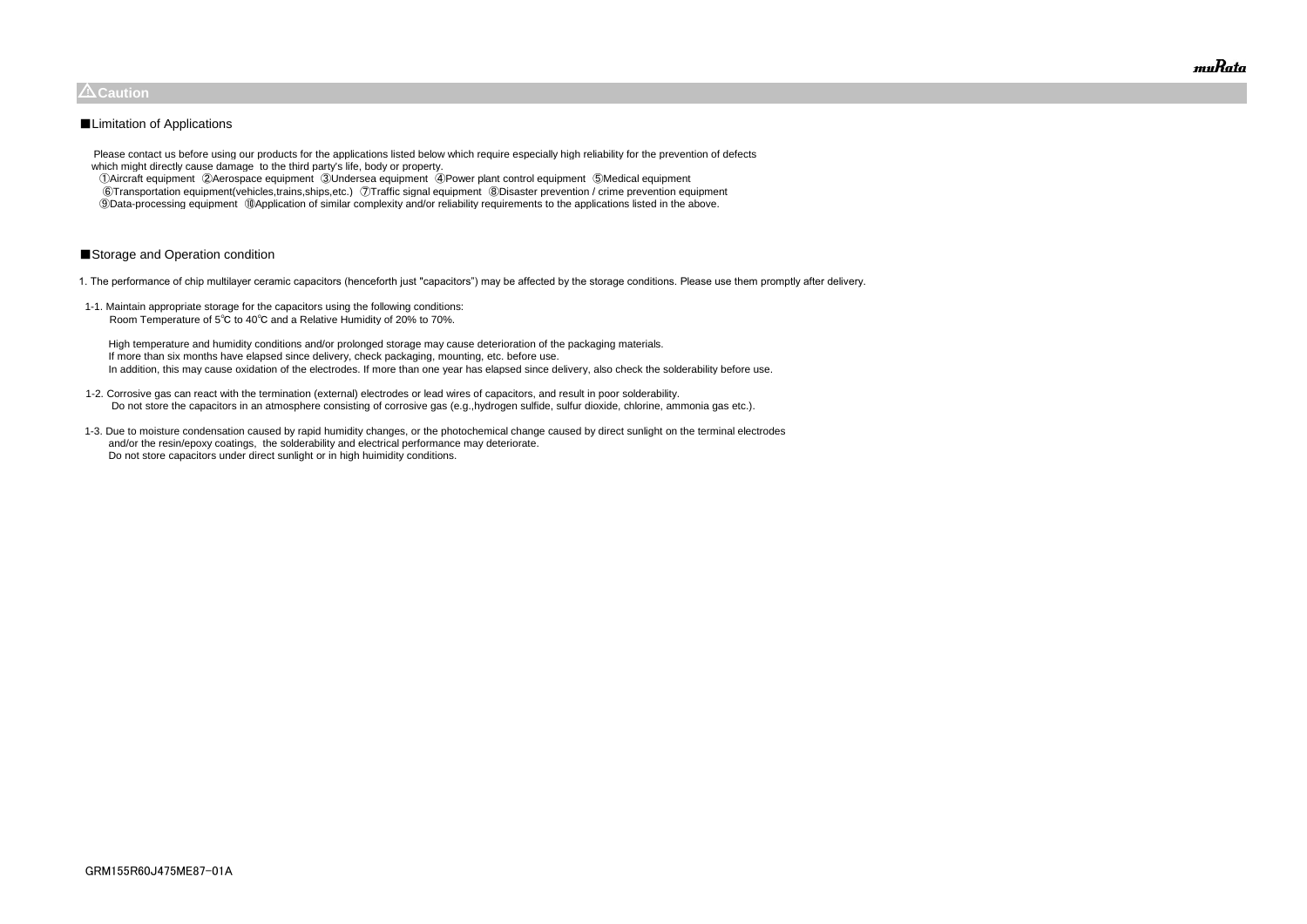## ⚠Caution

■Limitation of Applications

Please contact us before using our products for the applications listed below which require especially high reliability for the prevention of defects which might directly cause damage to the third party's life, body or property.

①Aircraft equipment ②Aerospace equipment ③Undersea equipment ④Power plant control equipment ⑤Medical equipment
⑥Transportation equipment(vehicles,trains,ships,etc.) ⑦Traffic signal equipment ⑧Disaster prevention / crime prevention equipment
⑨Data-processing equipment ⑩Application of similar complexity and/or reliability requirements to the applications listed in the above.

■Storage and Operation condition

1. The performance of chip multilayer ceramic capacitors (henceforth just "capacitors") may be affected by the storage conditions. Please use them promptly after delivery.

1-1. Maintain appropriate storage for the capacitors using the following conditions:
Room Temperature of 5℃ to 40℃ and a Relative Humidity of 20% to 70%.

High temperature and humidity conditions and/or prolonged storage may cause deterioration of the packaging materials.
If more than six months have elapsed since delivery, check packaging, mounting, etc. before use.
In addition, this may cause oxidation of the electrodes. If more than one year has elapsed since delivery, also check the solderability before use.

1-2. Corrosive gas can react with the termination (external) electrodes or lead wires of capacitors, and result in poor solderability.
Do not store the capacitors in an atmosphere consisting of corrosive gas (e.g.,hydrogen sulfide, sulfur dioxide, chlorine, ammonia gas etc.).

1-3. Due to moisture condensation caused by rapid humidity changes, or the photochemical change caused by direct sunlight on the terminal electrodes and/or the resin/epoxy coatings, the solderability and electrical performance may deteriorate.
Do not store capacitors under direct sunlight or in high huimidity conditions.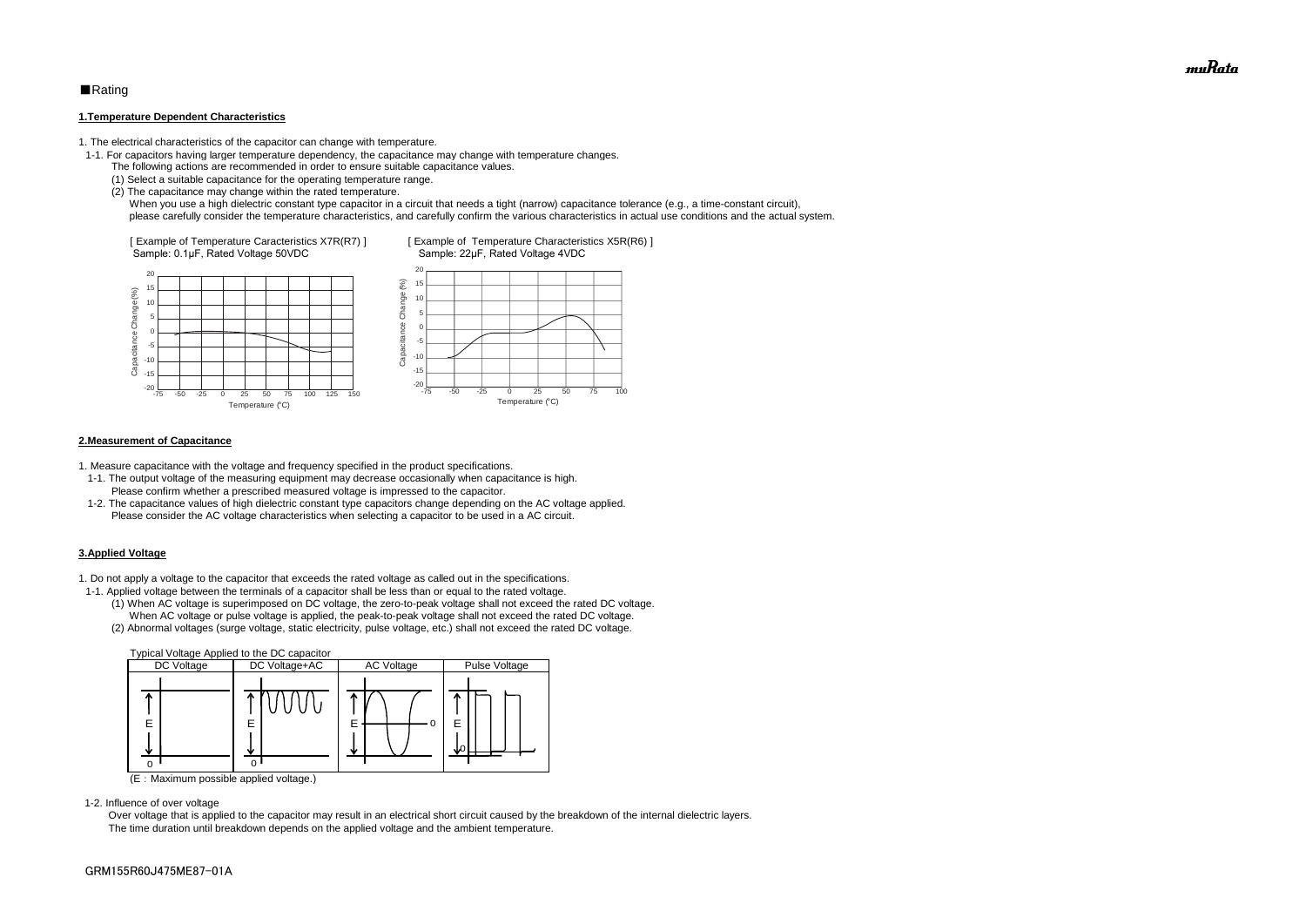■Rating

**1.Temperature Dependent Characteristics**

1. The electrical characteristics of the capacitor can change with temperature.
  1-1. For capacitors having larger temperature dependency, the capacitance may change with temperature changes.
    The following actions are recommended in order to ensure suitable capacitance values.
    (1) Select a suitable capacitance for the operating temperature range.
    (2) The capacitance may change within the rated temperature.
      When you use a high dielectric constant type capacitor in a circuit that needs a tight (narrow) capacitance tolerance (e.g., a time-constant circuit), please carefully consider the temperature characteristics, and carefully confirm the various characteristics in actual use conditions and the actual system.

[ Example of Temperature Caracteristics X7R(R7) ]
Sample: 0.1μF, Rated Voltage 50VDC

[ Example of Temperature Characteristics X5R(R6) ]
Sample: 22μF, Rated Voltage 4VDC

**2.Measurement of Capacitance**

1. Measure capacitance with the voltage and frequency specified in the product specifications.
  1-1. The output voltage of the measuring equipment may decrease occasionally when capacitance is high.
    Please confirm whether a prescribed measured voltage is impressed to the capacitor.
  1-2. The capacitance values of high dielectric constant type capacitors change depending on the AC voltage applied.
    Please consider the AC voltage characteristics when selecting a capacitor to be used in a AC circuit.

**3.Applied Voltage**

1. Do not apply a voltage to the capacitor that exceeds the rated voltage as called out in the specifications.
  1-1. Applied voltage between the terminals of a capacitor shall be less than or equal to the rated voltage.
    (1) When AC voltage is superimposed on DC voltage, the zero-to-peak voltage shall not exceed the rated DC voltage.
      When AC voltage or pulse voltage is applied, the peak-to-peak voltage shall not exceed the rated DC voltage.
    (2) Abnormal voltages (surge voltage, static electricity, pulse voltage, etc.) shall not exceed the rated DC voltage.

Typical Voltage Applied to the DC capacitor

| DC Voltage | DC Voltage+AC | AC Voltage | Pulse Voltage |
|---|---|---|---|
| E, 0 | E, 0 | E, 0 | E, 0 |

(E：Maximum possible applied voltage.)

  1-2. Influence of over voltage
    Over voltage that is applied to the capacitor may result in an electrical short circuit caused by the breakdown of the internal dielectric layers.
    The time duration until breakdown depends on the applied voltage and the ambient temperature.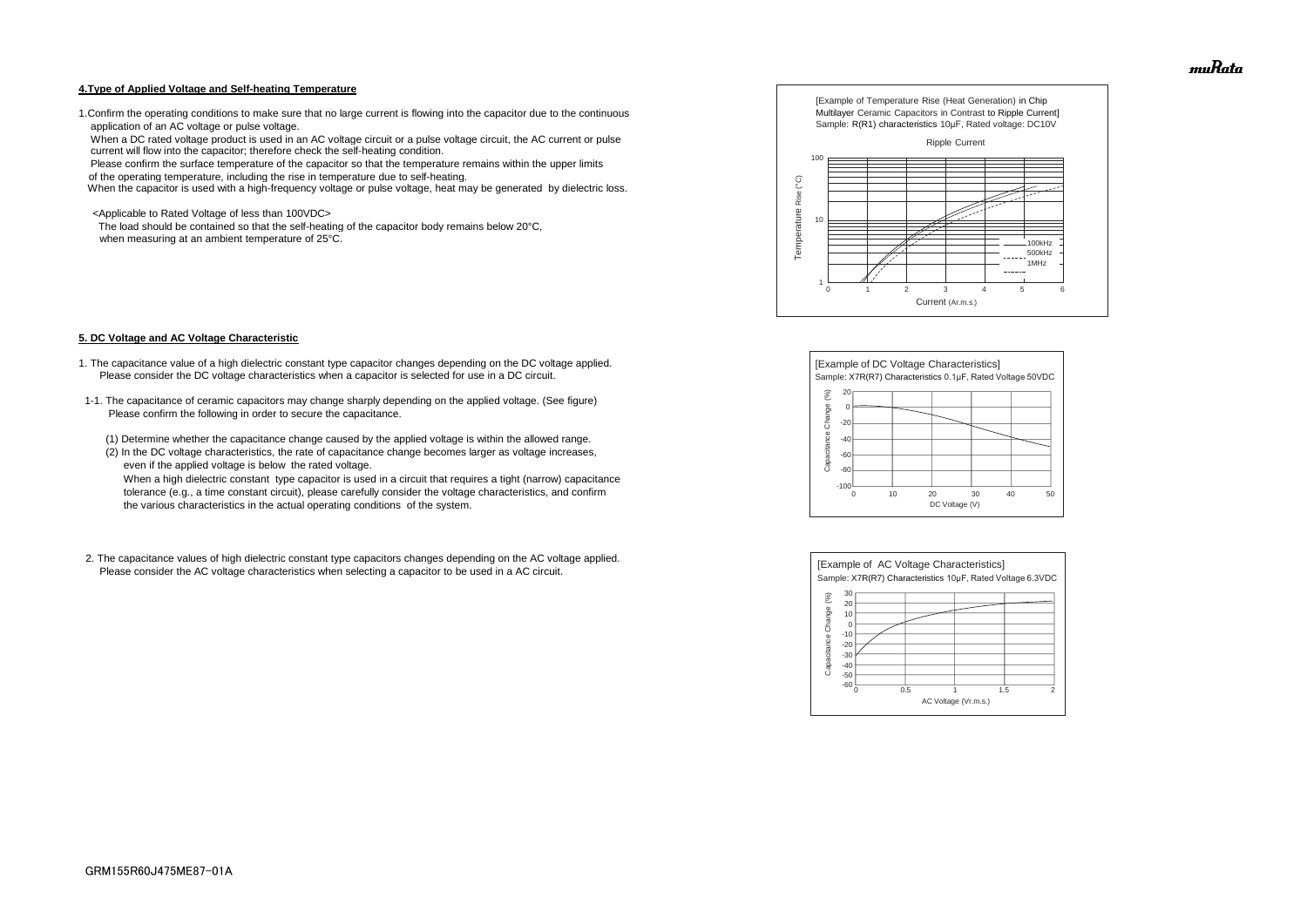#### 4.Type of Applied Voltage and Self-heating Temperature

1.Confirm the operating conditions to make sure that no large current is flowing into the capacitor due to the continuous application of an AC voltage or pulse voltage.
When a DC rated voltage product is used in an AC voltage circuit or a pulse voltage circuit, the AC current or pulse current will flow into the capacitor; therefore check the self-heating condition.
Please confirm the surface temperature of the capacitor so that the temperature remains within the upper limits of the operating temperature, including the rise in temperature due to self-heating.
When the capacitor is used with a high-frequency voltage or pulse voltage, heat may be generated by dielectric loss.

<Applicable to Rated Voltage of less than 100VDC>
The load should be contained so that the self-heating of the capacitor body remains below 20°C, when measuring at an ambient temperature of 25°C.

[Example of Temperature Rise (Heat Generation) in Chip Multilayer Ceramic Capacitors in Contrast to Ripple Current]
Sample: R(R1) characteristics 10μF, Rated voltage: DC10V

#### 5. DC Voltage and AC Voltage Characteristic

1. The capacitance value of a high dielectric constant type capacitor changes depending on the DC voltage applied.
Please consider the DC voltage characteristics when a capacitor is selected for use in a DC circuit.

1-1. The capacitance of ceramic capacitors may change sharply depending on the applied voltage. (See figure)
Please confirm the following in order to secure the capacitance.

(1) Determine whether the capacitance change caused by the applied voltage is within the allowed range.
(2) In the DC voltage characteristics, the rate of capacitance change becomes larger as voltage increases, even if the applied voltage is below the rated voltage.
When a high dielectric constant type capacitor is used in a circuit that requires a tight (narrow) capacitance tolerance (e.g., a time constant circuit), please carefully consider the voltage characteristics, and confirm the various characteristics in the actual operating conditions of the system.

[Example of DC Voltage Characteristics]
Sample: X7R(R7) Characteristics 0.1μF, Rated Voltage 50VDC

2. The capacitance values of high dielectric constant type capacitors changes depending on the AC voltage applied.
Please consider the AC voltage characteristics when selecting a capacitor to be used in a AC circuit.

[Example of AC Voltage Characteristics]
Sample: X7R(R7) Characteristics 10μF, Rated Voltage 6.3VDC

GRM155R60J475ME87-01A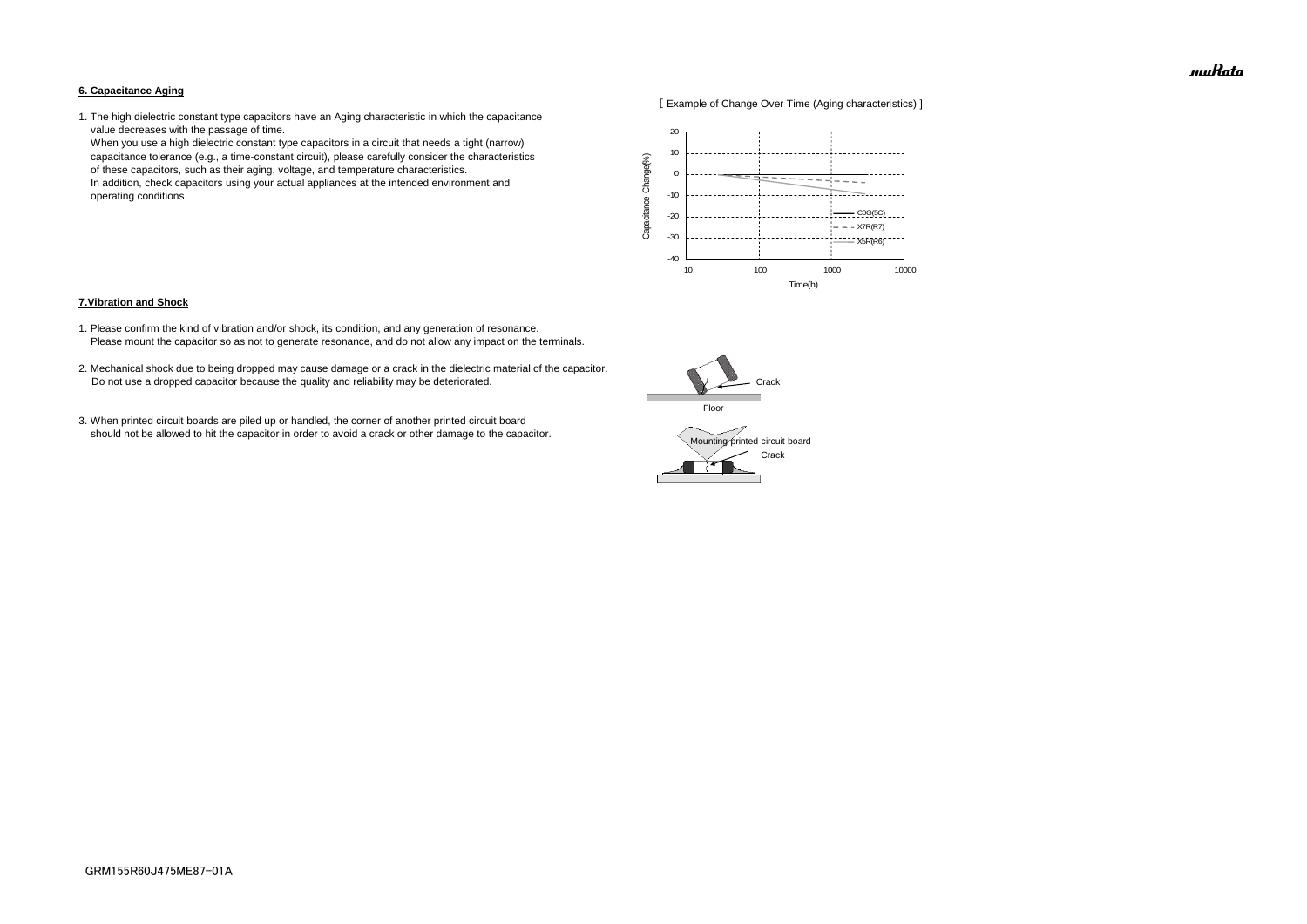**6. Capacitance Aging**

1. The high dielectric constant type capacitors have an Aging characteristic in which the capacitance value decreases with the passage of time.
   When you use a high dielectric constant type capacitors in a circuit that needs a tight (narrow) capacitance tolerance (e.g., a time-constant circuit), please carefully consider the characteristics of these capacitors, such as their aging, voltage, and temperature characteristics.
   In addition, check capacitors using your actual appliances at the intended environment and operating conditions.

[ Example of Change Over Time (Aging characteristics) ]

**7.Vibration and Shock**

1. Please confirm the kind of vibration and/or shock, its condition, and any generation of resonance.
   Please mount the capacitor so as not to generate resonance, and do not allow any impact on the terminals.

2. Mechanical shock due to being dropped may cause damage or a crack in the dielectric material of the capacitor.
   Do not use a dropped capacitor because the quality and reliability may be deteriorated.

3. When printed circuit boards are piled up or handled, the corner of another printed circuit board should not be allowed to hit the capacitor in order to avoid a crack or other damage to the capacitor.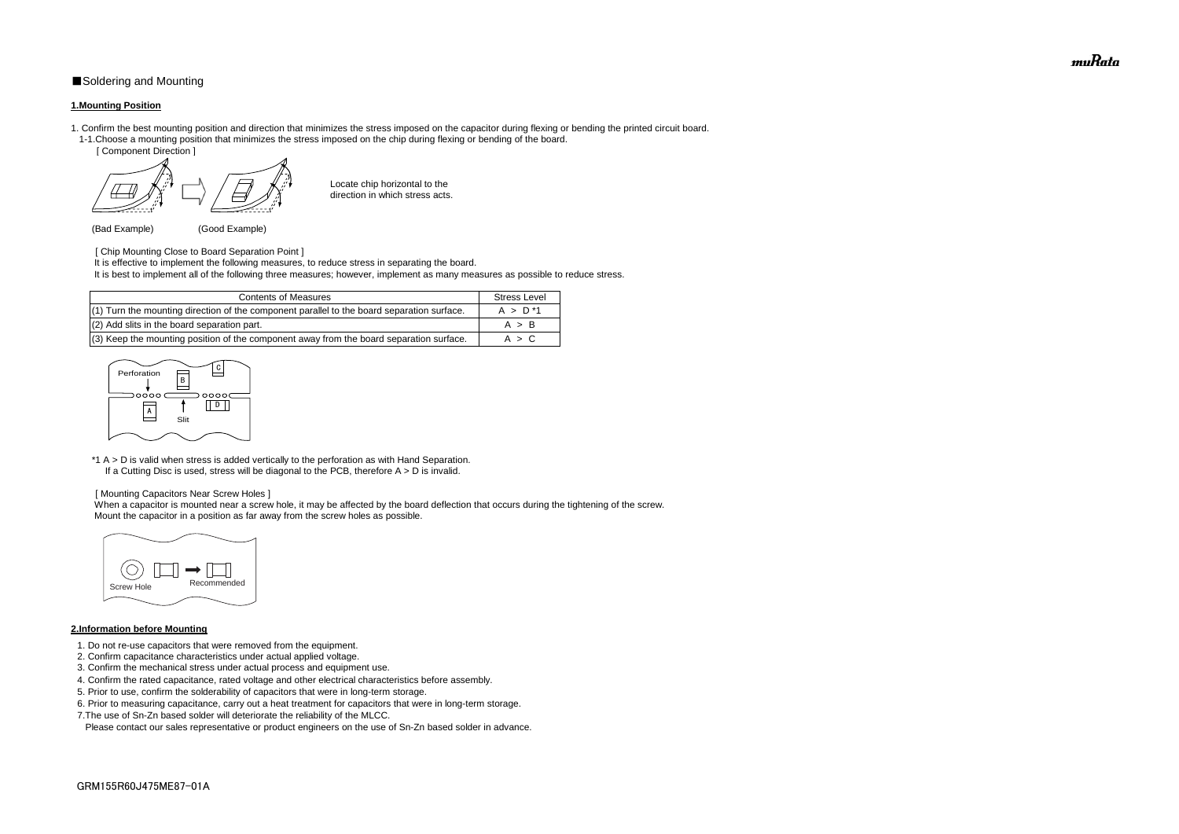■Soldering and Mounting

**1.Mounting Position**

1. Confirm the best mounting position and direction that minimizes the stress imposed on the capacitor during flexing or bending the printed circuit board.
   1-1.Choose a mounting position that minimizes the stress imposed on the chip during flexing or bending of the board.
   [ Component Direction ]

Locate chip horizontal to the direction in which stress acts.

(Bad Example)　　　(Good Example)

[ Chip Mounting Close to Board Separation Point ]
It is effective to implement the following measures, to reduce stress in separating the board.
It is best to implement all of the following three measures; however, implement as many measures as possible to reduce stress.

| Contents of Measures | Stress Level |
|---|---|
| (1) Turn the mounting direction of the component parallel to the board separation surface. | A > D *1 |
| (2) Add slits in the board separation part. | A > B |
| (3) Keep the mounting position of the component away from the board separation surface. | A > C |

Perforation　B　C　A　D　Slit

*1 A > D is valid when stress is added vertically to the perforation as with Hand Separation.
If a Cutting Disc is used, stress will be diagonal to the PCB, therefore A > D is invalid.

[ Mounting Capacitors Near Screw Holes ]
When a capacitor is mounted near a screw hole, it may be affected by the board deflection that occurs during the tightening of the screw.
Mount the capacitor in a position as far away from the screw holes as possible.

Screw Hole　Recommended

**2.Information before Mounting**

1. Do not re-use capacitors that were removed from the equipment.
2. Confirm capacitance characteristics under actual applied voltage.
3. Confirm the mechanical stress under actual process and equipment use.
4. Confirm the rated capacitance, rated voltage and other electrical characteristics before assembly.
5. Prior to use, confirm the solderability of capacitors that were in long-term storage.
6. Prior to measuring capacitance, carry out a heat treatment for capacitors that were in long-term storage.
7. The use of Sn-Zn based solder will deteriorate the reliability of the MLCC.
   Please contact our sales representative or product engineers on the use of Sn-Zn based solder in advance.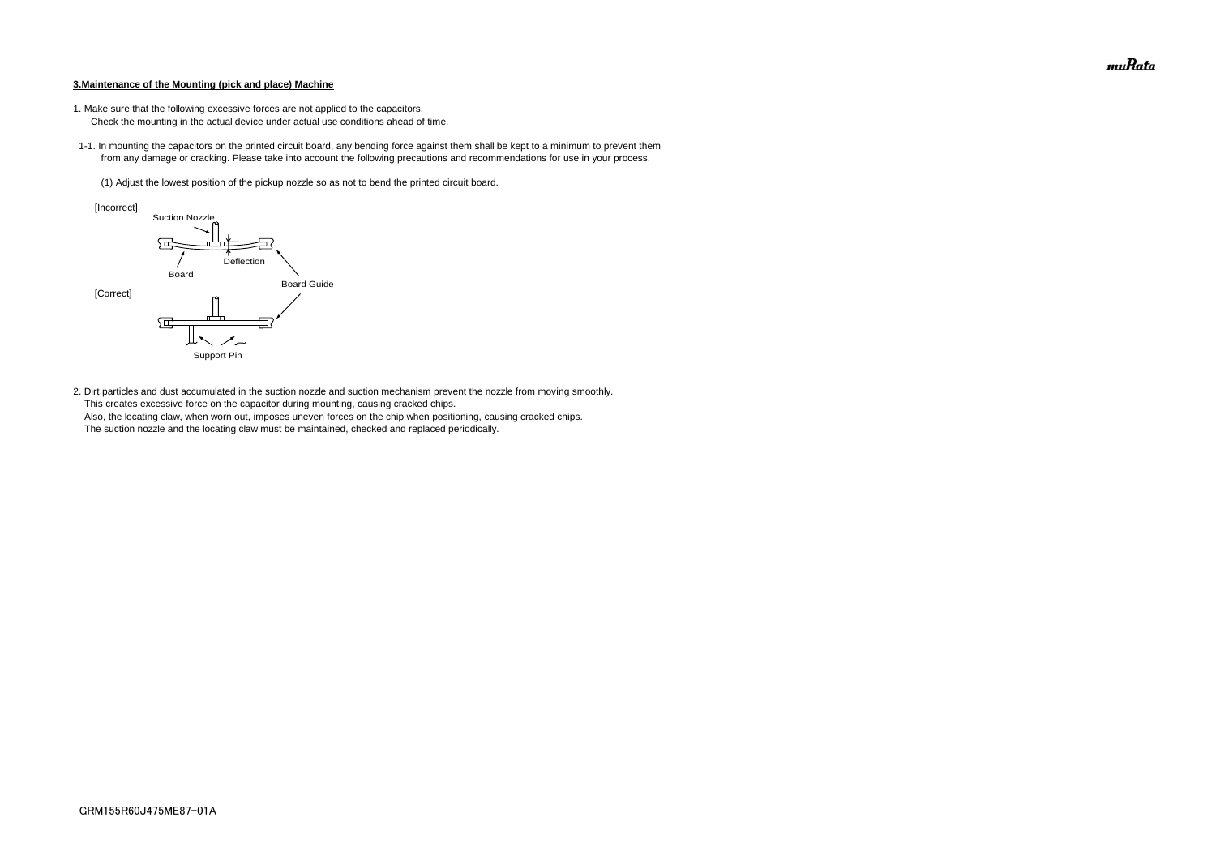**3.Maintenance of the Mounting (pick and place) Machine**

1. Make sure that the following excessive forces are not applied to the capacitors.
   Check the mounting in the actual device under actual use conditions ahead of time.

1-1. In mounting the capacitors on the printed circuit board, any bending force against them shall be kept to a minimum to prevent them from any damage or cracking. Please take into account the following precautions and recommendations for use in your process.

(1) Adjust the lowest position of the pickup nozzle so as not to bend the printed circuit board.

[Incorrect]

Suction Nozzle

Deflection

Board

Board Guide

[Correct]

Support Pin

2. Dirt particles and dust accumulated in the suction nozzle and suction mechanism prevent the nozzle from moving smoothly.
   This creates excessive force on the capacitor during mounting, causing cracked chips.
   Also, the locating claw, when worn out, imposes uneven forces on the chip when positioning, causing cracked chips.
   The suction nozzle and the locating claw must be maintained, checked and replaced periodically.

GRM155R60J475ME87-01A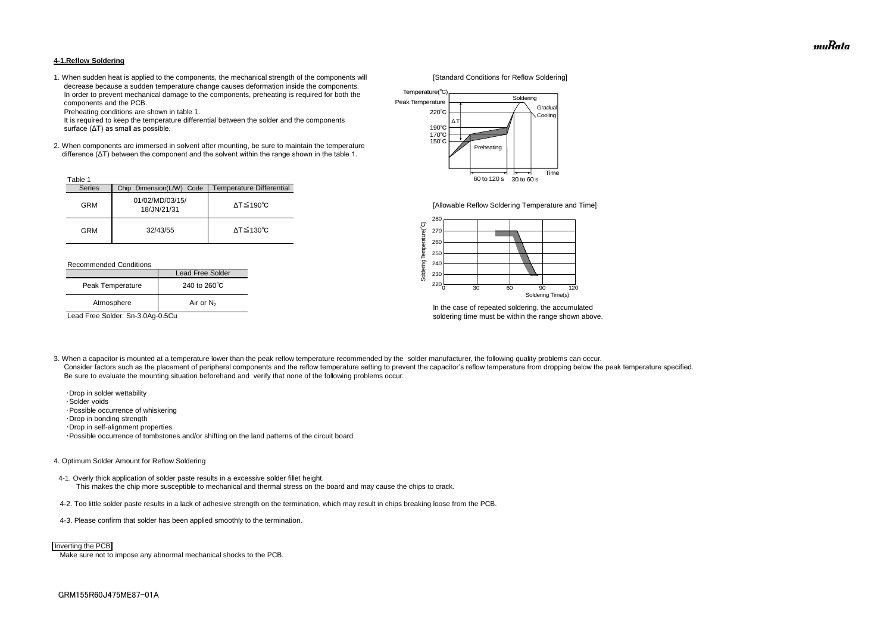#### 4-1.Reflow Soldering

1. When sudden heat is applied to the components, the mechanical strength of the components will decrease because a sudden temperature change causes deformation inside the components. In order to prevent mechanical damage to the components, preheating is required for both the components and the PCB.
   Preheating conditions are shown in table 1.
   It is required to keep the temperature differential between the solder and the components surface (ΔT) as small as possible.

2. When components are immersed in solvent after mounting, be sure to maintain the temperature difference (ΔT) between the component and the solvent within the range shown in the table 1.

Table 1

| Series | Chip Dimension(L/W) Code | Temperature Differential |
|---|---|---|
| GRM | 01/02/MD/03/15/ 18/JN/21/31 | ΔT≦190℃ |
| GRM | 32/43/55 | ΔT≦130℃ |

Recommended Conditions

| | Lead Free Solder |
|---|---|
| Peak Temperature | 240 to 260℃ |
| Atmosphere | Air or $N_2$ |

Lead Free Solder: Sn-3.0Ag-0.5Cu

[Standard Conditions for Reflow Soldering]

[Allowable Reflow Soldering Temperature and Time]

In the case of repeated soldering, the accumulated soldering time must be within the range shown above.

3. When a capacitor is mounted at a temperature lower than the peak reflow temperature recommended by the solder manufacturer, the following quality problems can occur.
   Consider factors such as the placement of peripheral components and the reflow temperature setting to prevent the capacitor's reflow temperature from dropping below the peak temperature specified.
   Be sure to evaluate the mounting situation beforehand and verify that none of the following problems occur.

   - ・Drop in solder wettability
   - ・Solder voids
   - ・Possible occurrence of whiskering
   - ・Drop in bonding strength
   - ・Drop in self-alignment properties
   - ・Possible occurrence of tombstones and/or shifting on the land patterns of the circuit board

4. Optimum Solder Amount for Reflow Soldering

   4-1. Overly thick application of solder paste results in a excessive solder fillet height.
   This makes the chip more susceptible to mechanical and thermal stress on the board and may cause the chips to crack.

   4-2. Too little solder paste results in a lack of adhesive strength on the termination, which may result in chips breaking loose from the PCB.

   4-3. Please confirm that solder has been applied smoothly to the termination.

Inverting the PCB

Make sure not to impose any abnormal mechanical shocks to the PCB.

GRM155R60J475ME87-01A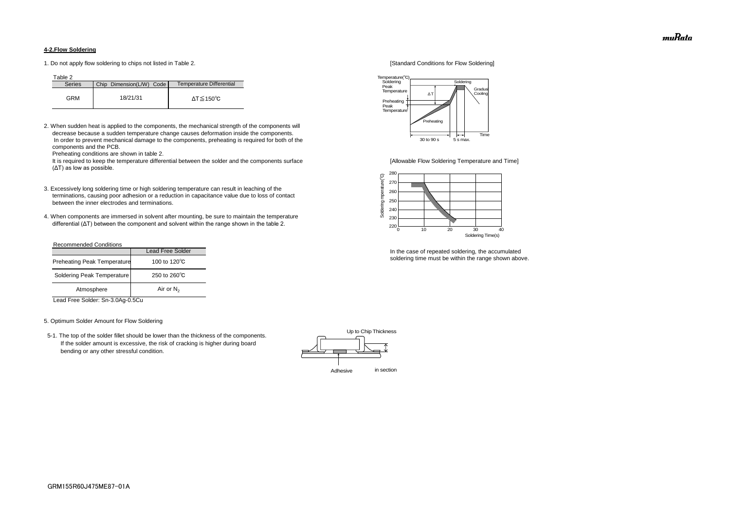#### 4-2.Flow Soldering

1. Do not apply flow soldering to chips not listed in Table 2.

Table 2

| Series | Chip Dimension(L/W) Code | Temperature Differential |
|---|---|---|
| GRM | 18/21/31 | ΔT≦150℃ |

2. When sudden heat is applied to the components, the mechanical strength of the components will decrease because a sudden temperature change causes deformation inside the components. In order to prevent mechanical damage to the components, preheating is required for both of the components and the PCB.
   Preheating conditions are shown in table 2.
   It is required to keep the temperature differential between the solder and the components surface (ΔT) as low as possible.

3. Excessively long soldering time or high soldering temperature can result in leaching of the terminations, causing poor adhesion or a reduction in capacitance value due to loss of contact between the inner electrodes and terminations.

4. When components are immersed in solvent after mounting, be sure to maintain the temperature differential (ΔT) between the component and solvent within the range shown in the table 2.

Recommended Conditions

| | Lead Free Solder |
|---|---|
| Preheating Peak Temperature | 100 to 120℃ |
| Soldering Peak Temperature | 250 to 260℃ |
| Atmosphere | Air or $N_2$ |

Lead Free Solder: Sn-3.0Ag-0.5Cu

[Standard Conditions for Flow Soldering]

Temperature(℃), Soldering Peak Temperature, Preheating Peak Temperature, ΔT, Preheating, Soldering, Gradual Cooling, Time, 30 to 90 s, 5 s max.

[Allowable Flow Soldering Temperature and Time]

Soldering Temperature(℃): 220–280; Soldering Time(s): 0–40

In the case of repeated soldering, the accumulated soldering time must be within the range shown above.

5. Optimum Solder Amount for Flow Soldering

5-1. The top of the solder fillet should be lower than the thickness of the components. If the solder amount is excessive, the risk of cracking is higher during board bending or any other stressful condition.

Up to Chip Thickness

Adhesive — in section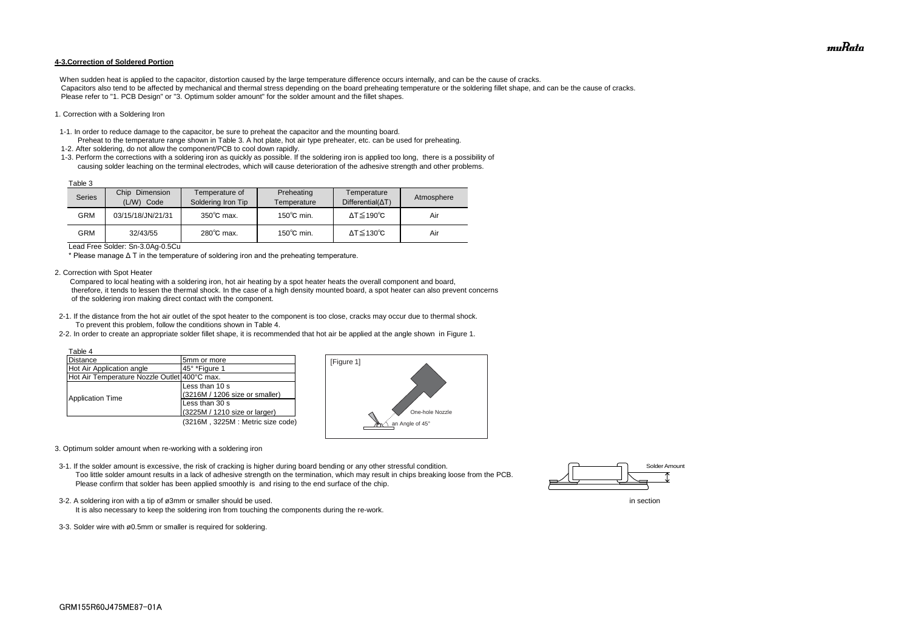#### 4-3.Correction of Soldered Portion

When sudden heat is applied to the capacitor, distortion caused by the large temperature difference occurs internally, and can be the cause of cracks.
Capacitors also tend to be affected by mechanical and thermal stress depending on the board preheating temperature or the soldering fillet shape, and can be the cause of cracks.
Please refer to "1. PCB Design" or "3. Optimum solder amount" for the solder amount and the fillet shapes.

1. Correction with a Soldering Iron

1-1. In order to reduce damage to the capacitor, be sure to preheat the capacitor and the mounting board.
Preheat to the temperature range shown in Table 3. A hot plate, hot air type preheater, etc. can be used for preheating.
1-2. After soldering, do not allow the component/PCB to cool down rapidly.
1-3. Perform the corrections with a soldering iron as quickly as possible. If the soldering iron is applied too long, there is a possibility of causing solder leaching on the terminal electrodes, which will cause deterioration of the adhesive strength and other problems.

Table 3

| Series | Chip Dimension (L/W) Code | Temperature of Soldering Iron Tip | Preheating Temperature | Temperature Differential(ΔT) | Atmosphere |
|---|---|---|---|---|---|
| GRM | 03/15/18/JN/21/31 | 350℃ max. | 150℃ min. | ΔT≦190℃ | Air |
| GRM | 32/43/55 | 280℃ max. | 150℃ min. | ΔT≦130℃ | Air |

Lead Free Solder: Sn-3.0Ag-0.5Cu
* Please manage Δ T in the temperature of soldering iron and the preheating temperature.

2. Correction with Spot Heater

Compared to local heating with a soldering iron, hot air heating by a spot heater heats the overall component and board, therefore, it tends to lessen the thermal shock. In the case of a high density mounted board, a spot heater can also prevent concerns of the soldering iron making direct contact with the component.

2-1. If the distance from the hot air outlet of the spot heater to the component is too close, cracks may occur due to thermal shock.
To prevent this problem, follow the conditions shown in Table 4.
2-2. In order to create an appropriate solder fillet shape, it is recommended that hot air be applied at the angle shown in Figure 1.

Table 4

| | |
|---|---|
| Distance | 5mm or more |
| Hot Air Application angle | 45° *Figure 1 |
| Hot Air Temperature Nozzle Outlet | 400°C max. |
| Application Time | Less than 10 s (3216M / 1206 size or smaller) |
| | Less than 30 s (3225M / 1210 size or larger) |

(3216M , 3225M : Metric size code)

[Figure 1]

One-hole Nozzle

an Angle of 45°

3. Optimum solder amount when re-working with a soldering iron

3-1. If the solder amount is excessive, the risk of cracking is higher during board bending or any other stressful condition.
Too little solder amount results in a lack of adhesive strength on the termination, which may result in chips breaking loose from the PCB.
Please confirm that solder has been applied smoothly is and rising to the end surface of the chip.

Solder Amount

in section

3-2. A soldering iron with a tip of ø3mm or smaller should be used.
It is also necessary to keep the soldering iron from touching the components during the re-work.

3-3. Solder wire with ø0.5mm or smaller is required for soldering.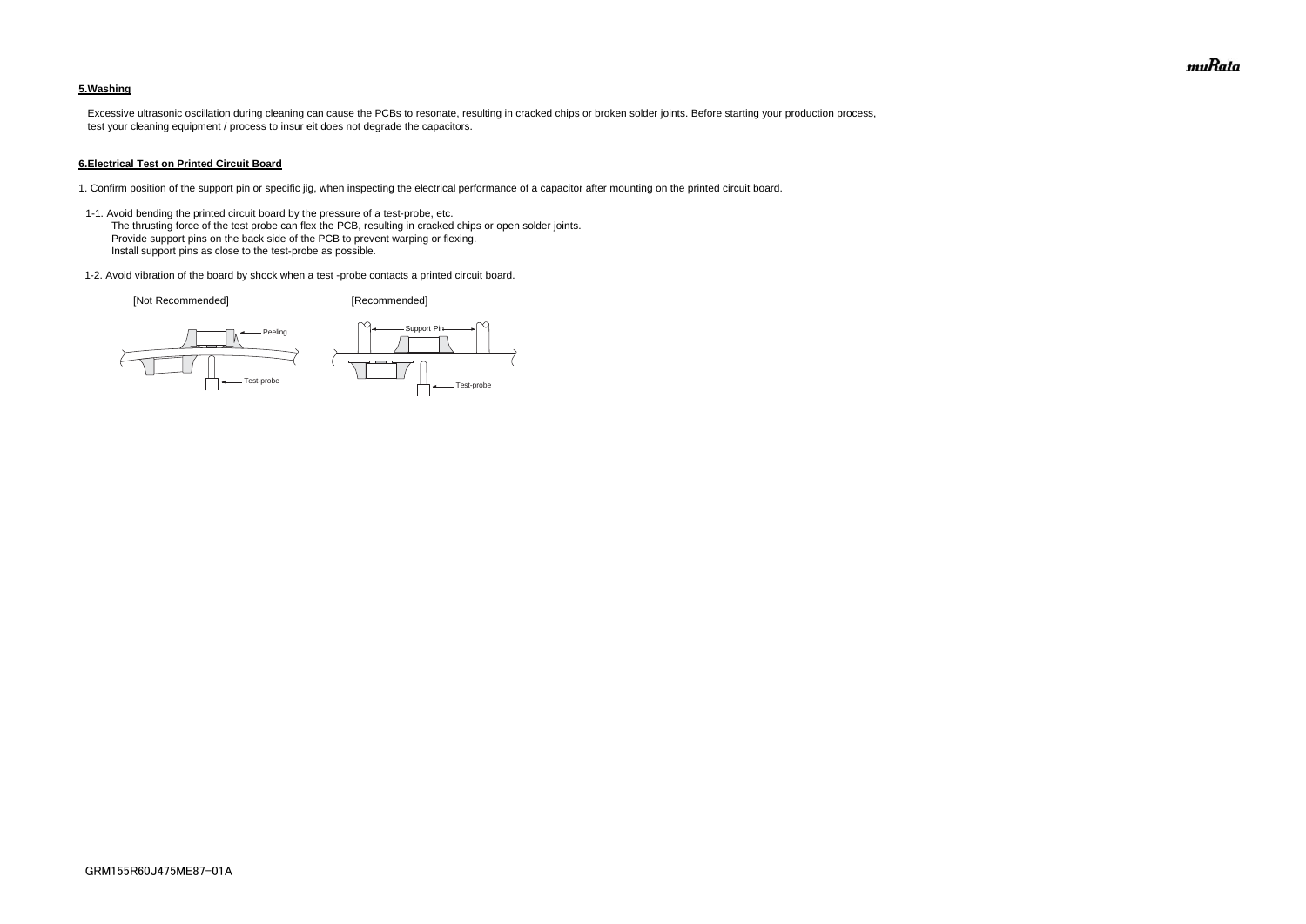**5.Washing**

Excessive ultrasonic oscillation during cleaning can cause the PCBs to resonate, resulting in cracked chips or broken solder joints. Before starting your production process, test your cleaning equipment / process to insur eit does not degrade the capacitors.

**6.Electrical Test on Printed Circuit Board**

1. Confirm position of the support pin or specific jig, when inspecting the electrical performance of a capacitor after mounting on the printed circuit board.

1-1. Avoid bending the printed circuit board by the pressure of a test-probe, etc.
The thrusting force of the test probe can flex the PCB, resulting in cracked chips or open solder joints.
Provide support pins on the back side of the PCB to prevent warping or flexing.
Install support pins as close to the test-probe as possible.

1-2. Avoid vibration of the board by shock when a test -probe contacts a printed circuit board.

[Not Recommended] [Recommended]

Peeling

Test-probe

Support Pin

Test-probe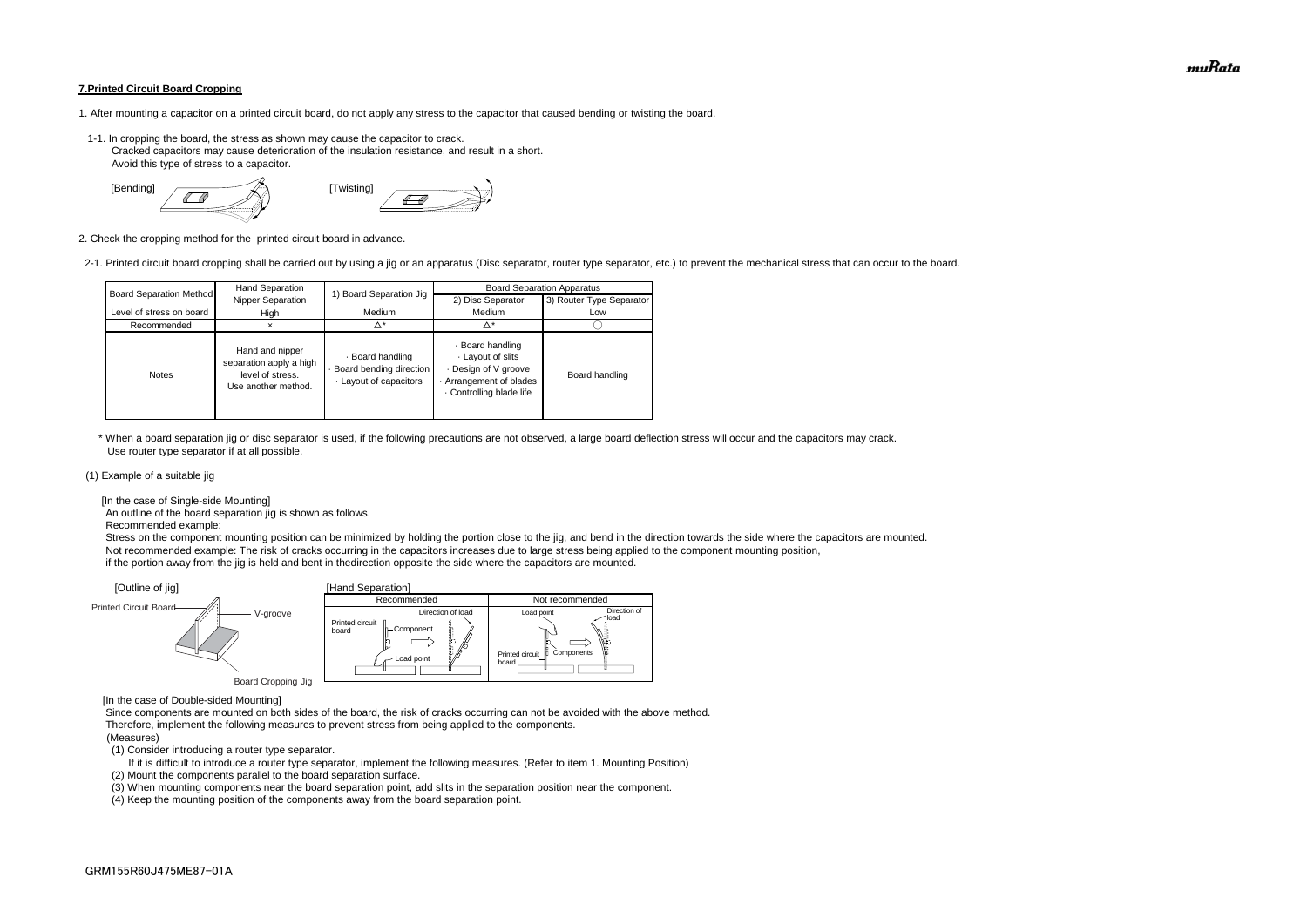**7.Printed Circuit Board Cropping**

1. After mounting a capacitor on a printed circuit board, do not apply any stress to the capacitor that caused bending or twisting the board.

1-1. In cropping the board, the stress as shown may cause the capacitor to crack.
Cracked capacitors may cause deterioration of the insulation resistance, and result in a short.
Avoid this type of stress to a capacitor.

[Bending] [Twisting]

2. Check the cropping method for the printed circuit board in advance.

2-1. Printed circuit board cropping shall be carried out by using a jig or an apparatus (Disc separator, router type separator, etc.) to prevent the mechanical stress that can occur to the board.

| Board Separation Method | Hand Separation Nipper Separation | 1) Board Separation Jig | Board Separation Apparatus | |
|---|---|---|---|---|
| | | | 2) Disc Separator | 3) Router Type Separator |
| Level of stress on board | High | Medium | Medium | Low |
| Recommended | × | △* | △* | ○ |
| Notes | Hand and nipper separation apply a high level of stress. Use another method. | · Board handling<br>· Board bending direction<br>· Layout of capacitors | · Board handling<br>· Layout of slits<br>· Design of V groove<br>· Arrangement of blades<br>· Controlling blade life | Board handling |

\* When a board separation jig or disc separator is used, if the following precautions are not observed, a large board deflection stress will occur and the capacitors may crack.
Use router type separator if at all possible.

(1) Example of a suitable jig

[In the case of Single-side Mounting]
An outline of the board separation jig is shown as follows.
Recommended example:
Stress on the component mounting position can be minimized by holding the portion close to the jig, and bend in the direction towards the side where the capacitors are mounted.
Not recommended example: The risk of cracks occurring in the capacitors increases due to large stress being applied to the component mounting position,
if the portion away from the jig is held and bent in thedirection opposite the side where the capacitors are mounted.

[Outline of jig]

Printed Circuit Board — V-groove — Board Cropping Jig

[Hand Separation]

| Recommended | Not recommended |
|---|---|
| Printed circuit board, Component, Load point, Direction of load | Load point, Direction of load, Printed circuit board, Components |

[In the case of Double-sided Mounting]
Since components are mounted on both sides of the board, the risk of cracks occurring can not be avoided with the above method.
Therefore, implement the following measures to prevent stress from being applied to the components.
(Measures)
(1) Consider introducing a router type separator.
If it is difficult to introduce a router type separator, implement the following measures. (Refer to item 1. Mounting Position)
(2) Mount the components parallel to the board separation surface.
(3) When mounting components near the board separation point, add slits in the separation position near the component.
(4) Keep the mounting position of the components away from the board separation point.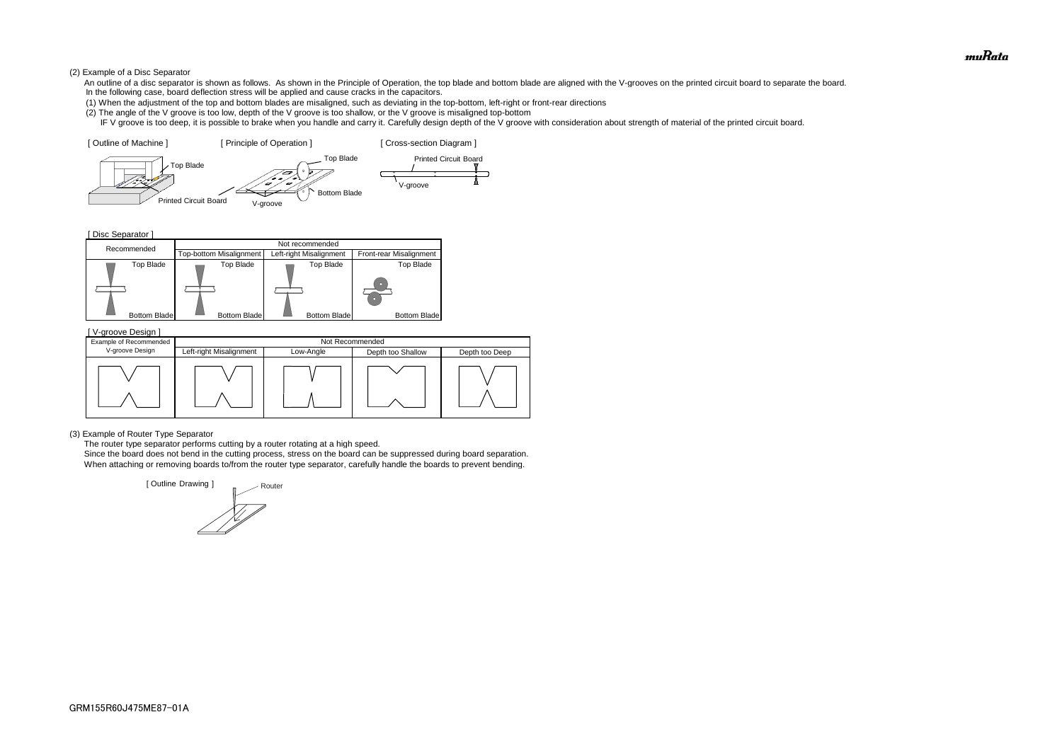(2) Example of a Disc Separator

An outline of a disc separator is shown as follows. As shown in the Principle of Operation, the top blade and bottom blade are aligned with the V-grooves on the printed circuit board to separate the board.
In the following case, board deflection stress will be applied and cause cracks in the capacitors.

(1) When the adjustment of the top and bottom blades are misaligned, such as deviating in the top-bottom, left-right or front-rear directions
(2) The angle of the V groove is too low, depth of the V groove is too shallow, or the V groove is misaligned top-bottom
IF V groove is too deep, it is possible to brake when you handle and carry it. Carefully design depth of the V groove with consideration about strength of material of the printed circuit board.

[ Outline of Machine ] [ Principle of Operation ] [ Cross-section Diagram ]

Top Blade
Printed Circuit Board
Top Blade
Bottom Blade
V-groove
Printed Circuit Board
V-groove

[ Disc Separator ]

| Recommended | Not recommended | | |
|---|---|---|---|
| | Top-bottom Misalignment | Left-right Misalignment | Front-rear Misalignment |
| Top Blade / Bottom Blade | Top Blade / Bottom Blade | Top Blade / Bottom Blade | Top Blade / Bottom Blade |

[ V-groove Design ]

| Example of Recommended V-groove Design | Not Recommended | | | |
|---|---|---|---|---|
| | Left-right Misalignment | Low-Angle | Depth too Shallow | Depth too Deep |

(3) Example of Router Type Separator

The router type separator performs cutting by a router rotating at a high speed.
Since the board does not bend in the cutting process, stress on the board can be suppressed during board separation.
When attaching or removing boards to/from the router type separator, carefully handle the boards to prevent bending.

[ Outline Drawing ]
Router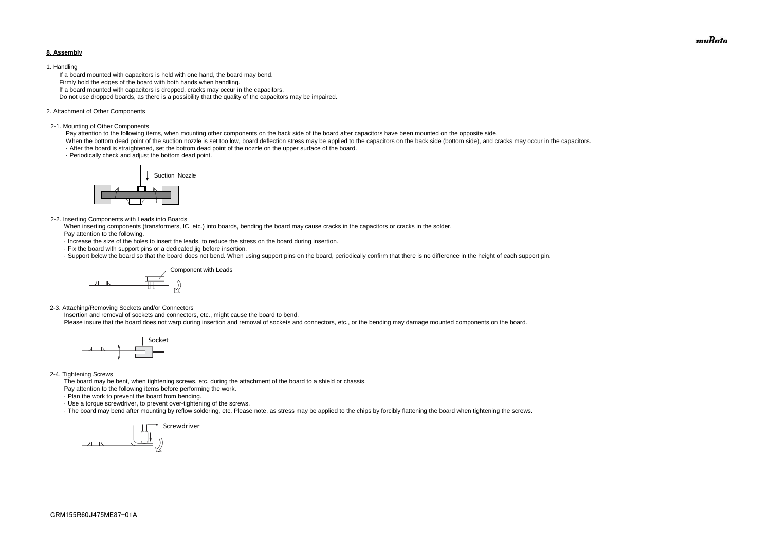## 8. Assembly

1. Handling

If a board mounted with capacitors is held with one hand, the board may bend.
Firmly hold the edges of the board with both hands when handling.
If a board mounted with capacitors is dropped, cracks may occur in the capacitors.
Do not use dropped boards, as there is a possibility that the quality of the capacitors may be impaired.

2. Attachment of Other Components

2-1. Mounting of Other Components

Pay attention to the following items, when mounting other components on the back side of the board after capacitors have been mounted on the opposite side.
When the bottom dead point of the suction nozzle is set too low, board deflection stress may be applied to the capacitors on the back side (bottom side), and cracks may occur in the capacitors.

· After the board is straightened, set the bottom dead point of the nozzle on the upper surface of the board.
· Periodically check and adjust the bottom dead point.

Suction Nozzle

2-2. Inserting Components with Leads into Boards

When inserting components (transformers, IC, etc.) into boards, bending the board may cause cracks in the capacitors or cracks in the solder.
Pay attention to the following.

· Increase the size of the holes to insert the leads, to reduce the stress on the board during insertion.
· Fix the board with support pins or a dedicated jig before insertion.
· Support below the board so that the board does not bend. When using support pins on the board, periodically confirm that there is no difference in the height of each support pin.

Component with Leads

2-3. Attaching/Removing Sockets and/or Connectors

Insertion and removal of sockets and connectors, etc., might cause the board to bend.
Please insure that the board does not warp during insertion and removal of sockets and connectors, etc., or the bending may damage mounted components on the board.

Socket

2-4. Tightening Screws

The board may be bent, when tightening screws, etc. during the attachment of the board to a shield or chassis.
Pay attention to the following items before performing the work.

· Plan the work to prevent the board from bending.
· Use a torque screwdriver, to prevent over-tightening of the screws.
· The board may bend after mounting by reflow soldering, etc. Please note, as stress may be applied to the chips by forcibly flattening the board when tightening the screws.

Screwdriver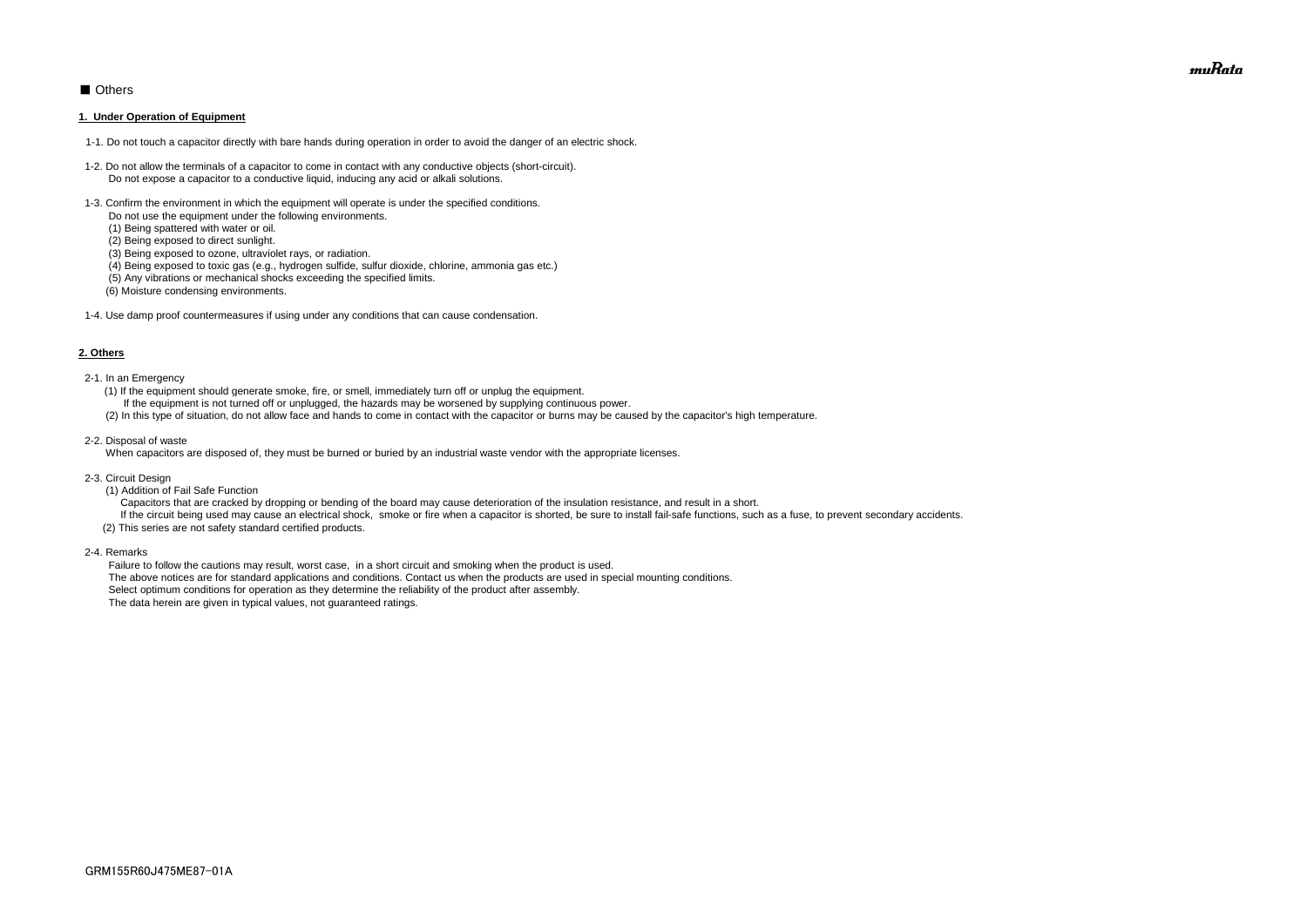## ■ Others

**1. Under Operation of Equipment**

1-1. Do not touch a capacitor directly with bare hands during operation in order to avoid the danger of an electric shock.

1-2. Do not allow the terminals of a capacitor to come in contact with any conductive objects (short-circuit).
Do not expose a capacitor to a conductive liquid, inducing any acid or alkali solutions.

1-3. Confirm the environment in which the equipment will operate is under the specified conditions.
Do not use the equipment under the following environments.
(1) Being spattered with water or oil.
(2) Being exposed to direct sunlight.
(3) Being exposed to ozone, ultraviolet rays, or radiation.
(4) Being exposed to toxic gas (e.g., hydrogen sulfide, sulfur dioxide, chlorine, ammonia gas etc.)
(5) Any vibrations or mechanical shocks exceeding the specified limits.
(6) Moisture condensing environments.

1-4. Use damp proof countermeasures if using under any conditions that can cause condensation.

**2. Others**

2-1. In an Emergency
(1) If the equipment should generate smoke, fire, or smell, immediately turn off or unplug the equipment.
If the equipment is not turned off or unplugged, the hazards may be worsened by supplying continuous power.
(2) In this type of situation, do not allow face and hands to come in contact with the capacitor or burns may be caused by the capacitor's high temperature.

2-2. Disposal of waste
When capacitors are disposed of, they must be burned or buried by an industrial waste vendor with the appropriate licenses.

2-3. Circuit Design
(1) Addition of Fail Safe Function
Capacitors that are cracked by dropping or bending of the board may cause deterioration of the insulation resistance, and result in a short.
If the circuit being used may cause an electrical shock, smoke or fire when a capacitor is shorted, be sure to install fail-safe functions, such as a fuse, to prevent secondary accidents.
(2) This series are not safety standard certified products.

2-4. Remarks
Failure to follow the cautions may result, worst case, in a short circuit and smoking when the product is used.
The above notices are for standard applications and conditions. Contact us when the products are used in special mounting conditions.
Select optimum conditions for operation as they determine the reliability of the product after assembly.
The data herein are given in typical values, not guaranteed ratings.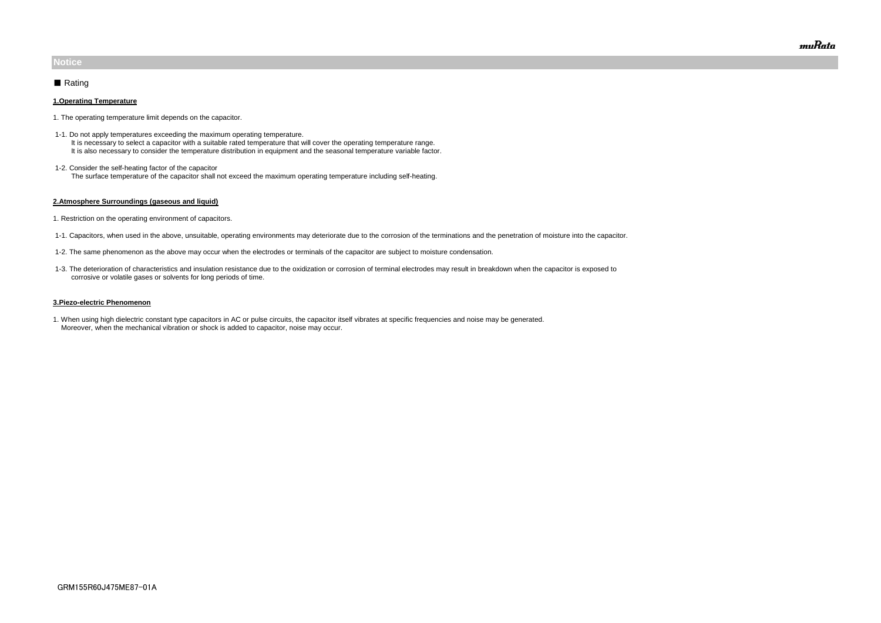## Notice

■ Rating

### 1.Operating Temperature

1. The operating temperature limit depends on the capacitor.

1-1. Do not apply temperatures exceeding the maximum operating temperature.
It is necessary to select a capacitor with a suitable rated temperature that will cover the operating temperature range.
It is also necessary to consider the temperature distribution in equipment and the seasonal temperature variable factor.

1-2. Consider the self-heating factor of the capacitor
The surface temperature of the capacitor shall not exceed the maximum operating temperature including self-heating.

### 2.Atmosphere Surroundings (gaseous and liquid)

1. Restriction on the operating environment of capacitors.

1-1. Capacitors, when used in the above, unsuitable, operating environments may deteriorate due to the corrosion of the terminations and the penetration of moisture into the capacitor.

1-2. The same phenomenon as the above may occur when the electrodes or terminals of the capacitor are subject to moisture condensation.

1-3. The deterioration of characteristics and insulation resistance due to the oxidization or corrosion of terminal electrodes may result in breakdown when the capacitor is exposed to corrosive or volatile gases or solvents for long periods of time.

### 3.Piezo-electric Phenomenon

1. When using high dielectric constant type capacitors in AC or pulse circuits, the capacitor itself vibrates at specific frequencies and noise may be generated.
Moreover, when the mechanical vibration or shock is added to capacitor, noise may occur.

GRM155R60J475ME87-01A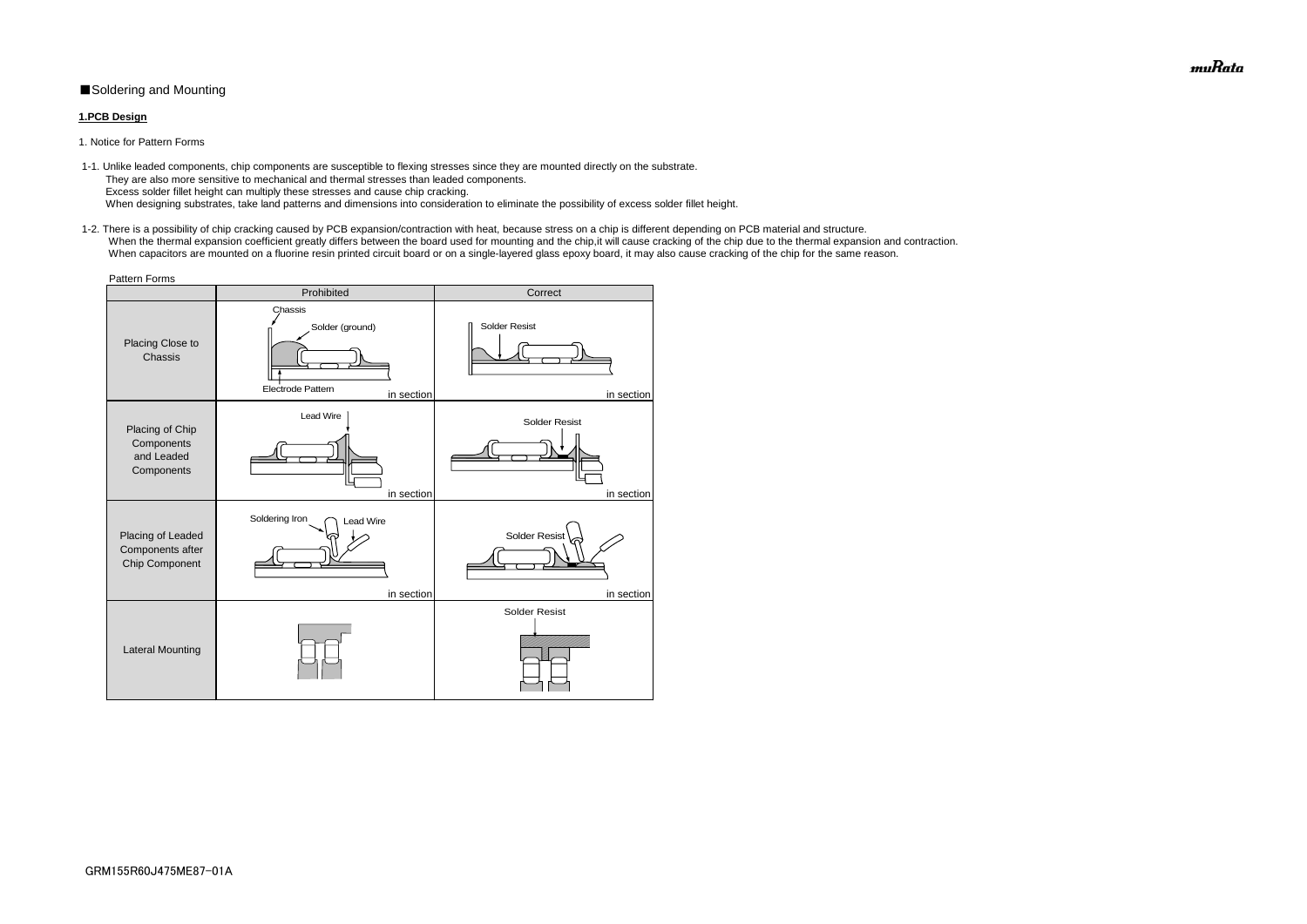■Soldering and Mounting

**1.PCB Design**

1. Notice for Pattern Forms

1-1. Unlike leaded components, chip components are susceptible to flexing stresses since they are mounted directly on the substrate.
They are also more sensitive to mechanical and thermal stresses than leaded components.
Excess solder fillet height can multiply these stresses and cause chip cracking.
When designing substrates, take land patterns and dimensions into consideration to eliminate the possibility of excess solder fillet height.

1-2. There is a possibility of chip cracking caused by PCB expansion/contraction with heat, because stress on a chip is different depending on PCB material and structure.
When the thermal expansion coefficient greatly differs between the board used for mounting and the chip,it will cause cracking of the chip due to the thermal expansion and contraction.
When capacitors are mounted on a fluorine resin printed circuit board or on a single-layered glass epoxy board, it may also cause cracking of the chip for the same reason.

Pattern Forms

| | Prohibited | Correct |
|---|---|---|
| Placing Close to Chassis | Chassis<br>Solder (ground)<br>Electrode Pattern<br>in section | Solder Resist<br>in section |
| Placing of Chip Components and Leaded Components | Lead Wire<br>in section | Solder Resist<br>in section |
| Placing of Leaded Components after Chip Component | Soldering Iron<br>Lead Wire<br>in section | Solder Resist<br>in section |
| Lateral Mounting | | Solder Resist |

GRM155R60J475ME87-01A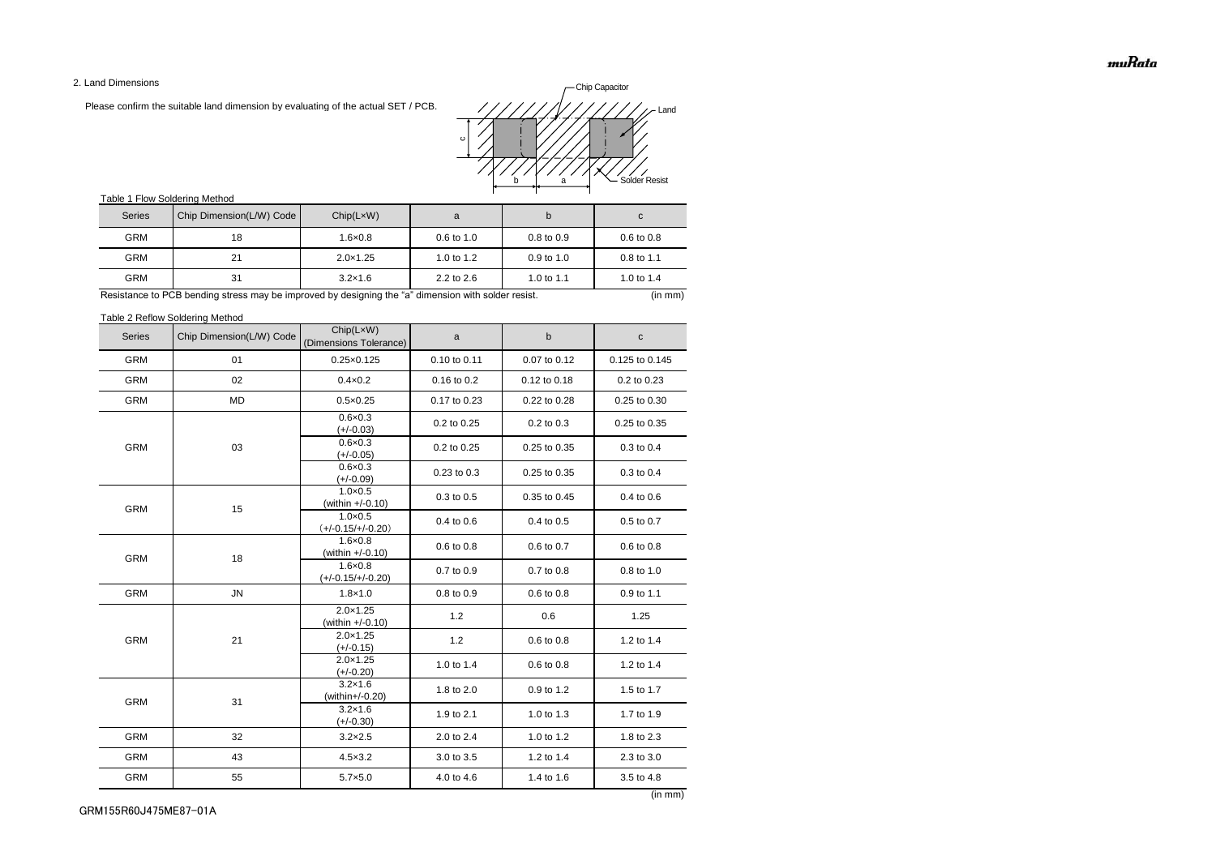## 2. Land Dimensions

Please confirm the suitable land dimension by evaluating of the actual SET / PCB.

Chip Capacitor

Land

Solder Resist

c

b a

Table 1 Flow Soldering Method

| Series | Chip Dimension(L/W) Code | Chip(L×W) | a | b | c |
|---|---|---|---|---|---|
| GRM | 18 | 1.6×0.8 | 0.6 to 1.0 | 0.8 to 0.9 | 0.6 to 0.8 |
| GRM | 21 | 2.0×1.25 | 1.0 to 1.2 | 0.9 to 1.0 | 0.8 to 1.1 |
| GRM | 31 | 3.2×1.6 | 2.2 to 2.6 | 1.0 to 1.1 | 1.0 to 1.4 |

Resistance to PCB bending stress may be improved by designing the "a" dimension with solder resist. (in mm)

Table 2 Reflow Soldering Method

| Series | Chip Dimension(L/W) Code | Chip(L×W) (Dimensions Tolerance) | a | b | c |
|---|---|---|---|---|---|
| GRM | 01 | 0.25×0.125 | 0.10 to 0.11 | 0.07 to 0.12 | 0.125 to 0.145 |
| GRM | 02 | 0.4×0.2 | 0.16 to 0.2 | 0.12 to 0.18 | 0.2 to 0.23 |
| GRM | MD | 0.5×0.25 | 0.17 to 0.23 | 0.22 to 0.28 | 0.25 to 0.30 |
| GRM | 03 | 0.6×0.3 (+/-0.03) | 0.2 to 0.25 | 0.2 to 0.3 | 0.25 to 0.35 |
| | | 0.6×0.3 (+/-0.05) | 0.2 to 0.25 | 0.25 to 0.35 | 0.3 to 0.4 |
| | | 0.6×0.3 (+/-0.09) | 0.23 to 0.3 | 0.25 to 0.35 | 0.3 to 0.4 |
| GRM | 15 | 1.0×0.5 (within +/-0.10) | 0.3 to 0.5 | 0.35 to 0.45 | 0.4 to 0.6 |
| | | 1.0×0.5 (+/-0.15/+/-0.20) | 0.4 to 0.6 | 0.4 to 0.5 | 0.5 to 0.7 |
| GRM | 18 | 1.6×0.8 (within +/-0.10) | 0.6 to 0.8 | 0.6 to 0.7 | 0.6 to 0.8 |
| | | 1.6×0.8 (+/-0.15/+/-0.20) | 0.7 to 0.9 | 0.7 to 0.8 | 0.8 to 1.0 |
| GRM | JN | 1.8×1.0 | 0.8 to 0.9 | 0.6 to 0.8 | 0.9 to 1.1 |
| GRM | 21 | 2.0×1.25 (within +/-0.10) | 1.2 | 0.6 | 1.25 |
| | | 2.0×1.25 (+/-0.15) | 1.2 | 0.6 to 0.8 | 1.2 to 1.4 |
| | | 2.0×1.25 (+/-0.20) | 1.0 to 1.4 | 0.6 to 0.8 | 1.2 to 1.4 |
| GRM | 31 | 3.2×1.6 (within+/-0.20) | 1.8 to 2.0 | 0.9 to 1.2 | 1.5 to 1.7 |
| | | 3.2×1.6 (+/-0.30) | 1.9 to 2.1 | 1.0 to 1.3 | 1.7 to 1.9 |
| GRM | 32 | 3.2×2.5 | 2.0 to 2.4 | 1.0 to 1.2 | 1.8 to 2.3 |
| GRM | 43 | 4.5×3.2 | 3.0 to 3.5 | 1.2 to 1.4 | 2.3 to 3.0 |
| GRM | 55 | 5.7×5.0 | 4.0 to 4.6 | 1.4 to 1.6 | 3.5 to 4.8 |

(in mm)

GRM155R60J475ME87-01A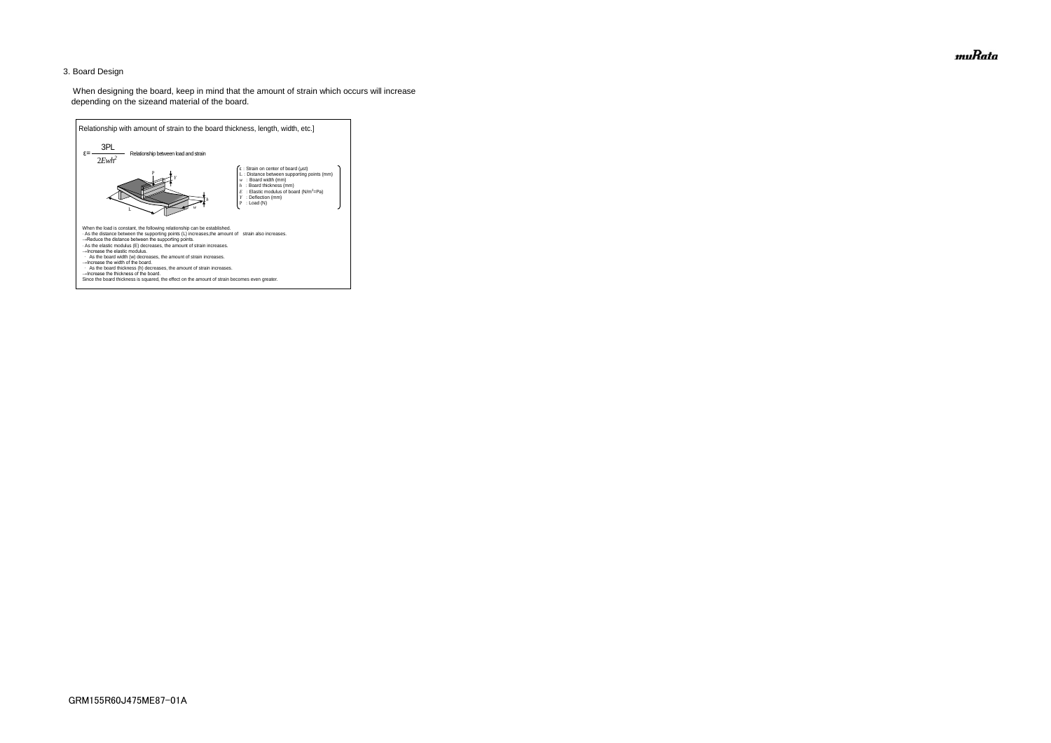## 3. Board Design

When designing the board, keep in mind that the amount of strain which occurs will increase depending on the sizeand material of the board.

Relationship with amount of strain to the board thickness, length, width, etc.]

$$\varepsilon = \frac{3PL}{2Ewh^2}$$ Relationship between load and strain

- $\varepsilon$ : Strain on center of board (μst)
- $L$ : Distance between supporting points (mm)
- $w$ : Board width (mm)
- $h$ : Board thickness (mm)
- $E$ : Elastic modulus of board ($N/m^2$=Pa)
- $Y$ : Deflection (mm)
- $P$ : Load (N)

When the load is constant, the following relationship can be established.

· As the distance between the supporting points (L) increases,the amount of strain also increases.
→Reduce the distance between the supporting points.

· As the elastic modulus (E) decreases, the amount of strain increases.
→Increase the elastic modulus.

· As the board width (w) decreases, the amount of strain increases.
→Increase the width of the board.

· As the board thickness (h) decreases, the amount of strain increases.
→Increase the thickness of the board.

Since the board thickness is squared, the effect on the amount of strain becomes even greater.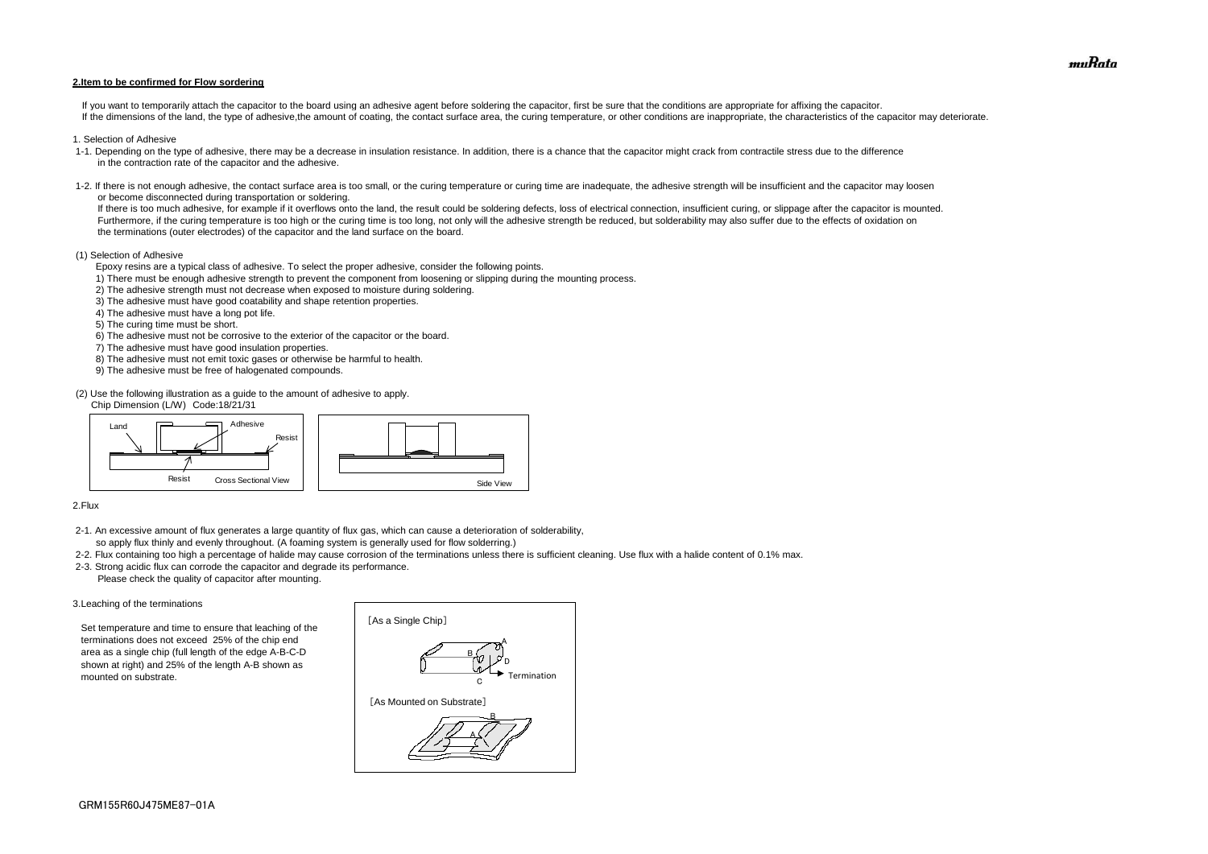## 2.Item to be confirmed for Flow sordering

If you want to temporarily attach the capacitor to the board using an adhesive agent before soldering the capacitor, first be sure that the conditions are appropriate for affixing the capacitor.
If the dimensions of the land, the type of adhesive,the amount of coating, the contact surface area, the curing temperature, or other conditions are inappropriate, the characteristics of the capacitor may deteriorate.

1. Selection of Adhesive

1-1. Depending on the type of adhesive, there may be a decrease in insulation resistance. In addition, there is a chance that the capacitor might crack from contractile stress due to the difference in the contraction rate of the capacitor and the adhesive.

1-2. If there is not enough adhesive, the contact surface area is too small, or the curing temperature or curing time are inadequate, the adhesive strength will be insufficient and the capacitor may loosen or become disconnected during transportation or soldering.
If there is too much adhesive, for example if it overflows onto the land, the result could be soldering defects, loss of electrical connection, insufficient curing, or slippage after the capacitor is mounted.
Furthermore, if the curing temperature is too high or the curing time is too long, not only will the adhesive strength be reduced, but solderability may also suffer due to the effects of oxidation on the terminations (outer electrodes) of the capacitor and the land surface on the board.

(1) Selection of Adhesive

Epoxy resins are a typical class of adhesive. To select the proper adhesive, consider the following points.

1) There must be enough adhesive strength to prevent the component from loosening or slipping during the mounting process.
2) The adhesive strength must not decrease when exposed to moisture during soldering.
3) The adhesive must have good coatability and shape retention properties.
4) The adhesive must have a long pot life.
5) The curing time must be short.
6) The adhesive must not be corrosive to the exterior of the capacitor or the board.
7) The adhesive must have good insulation properties.
8) The adhesive must not emit toxic gases or otherwise be harmful to health.
9) The adhesive must be free of halogenated compounds.

(2) Use the following illustration as a guide to the amount of adhesive to apply.
Chip Dimension (L/W) Code:18/21/31

Land — Adhesive — Resist — Resist — Cross Sectional View

Side View

2.Flux

2-1. An excessive amount of flux generates a large quantity of flux gas, which can cause a deterioration of solderability, so apply flux thinly and evenly throughout. (A foaming system is generally used for flow solderring.)

2-2. Flux containing too high a percentage of halide may cause corrosion of the terminations unless there is sufficient cleaning. Use flux with a halide content of 0.1% max.

2-3. Strong acidic flux can corrode the capacitor and degrade its performance.
Please check the quality of capacitor after mounting.

3.Leaching of the terminations

Set temperature and time to ensure that leaching of the terminations does not exceed 25% of the chip end area as a single chip (full length of the edge A-B-C-D shown at right) and 25% of the length A-B shown as mounted on substrate.

[As a Single Chip]

A, B, C, D — Termination

[As Mounted on Substrate]

A, B

GRM155R60J475ME87-01A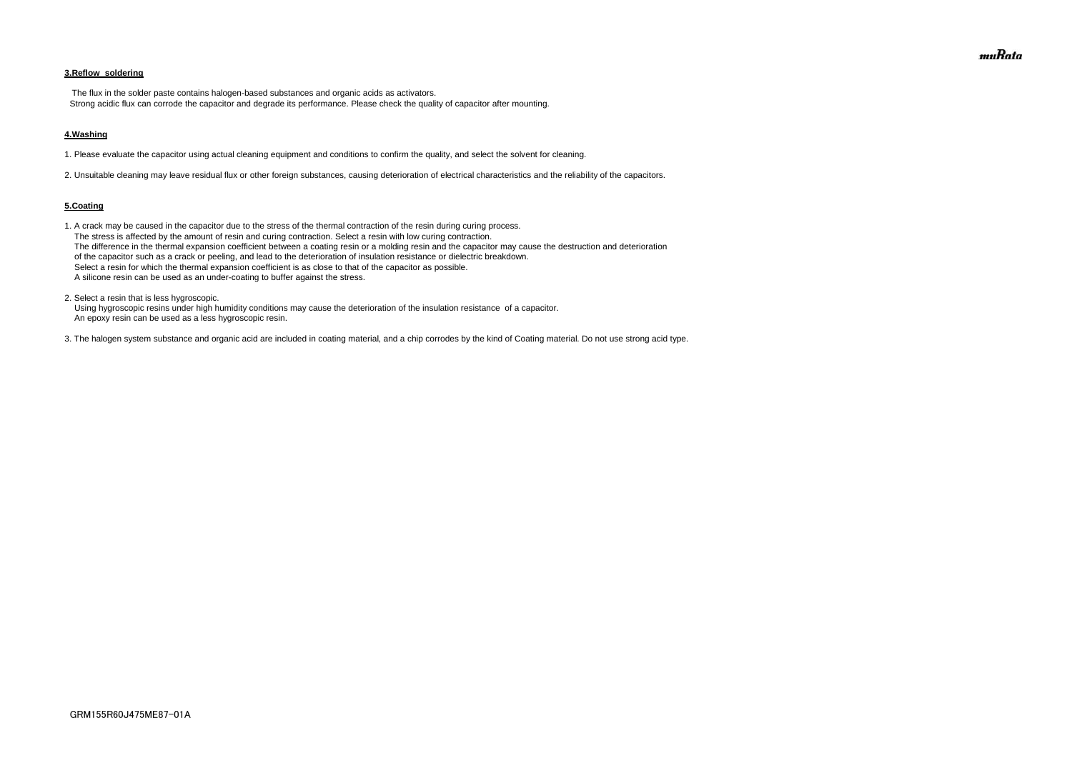**3.Reflow soldering**

The flux in the solder paste contains halogen-based substances and organic acids as activators.
Strong acidic flux can corrode the capacitor and degrade its performance. Please check the quality of capacitor after mounting.

**4.Washing**

1. Please evaluate the capacitor using actual cleaning equipment and conditions to confirm the quality, and select the solvent for cleaning.

2. Unsuitable cleaning may leave residual flux or other foreign substances, causing deterioration of electrical characteristics and the reliability of the capacitors.

**5.Coating**

1. A crack may be caused in the capacitor due to the stress of the thermal contraction of the resin during curing process.
   The stress is affected by the amount of resin and curing contraction. Select a resin with low curing contraction.
   The difference in the thermal expansion coefficient between a coating resin or a molding resin and the capacitor may cause the destruction and deterioration of the capacitor such as a crack or peeling, and lead to the deterioration of insulation resistance or dielectric breakdown.
   Select a resin for which the thermal expansion coefficient is as close to that of the capacitor as possible.
   A silicone resin can be used as an under-coating to buffer against the stress.

2. Select a resin that is less hygroscopic.
   Using hygroscopic resins under high humidity conditions may cause the deterioration of the insulation resistance of a capacitor.
   An epoxy resin can be used as a less hygroscopic resin.

3. The halogen system substance and organic acid are included in coating material, and a chip corrodes by the kind of Coating material. Do not use strong acid type.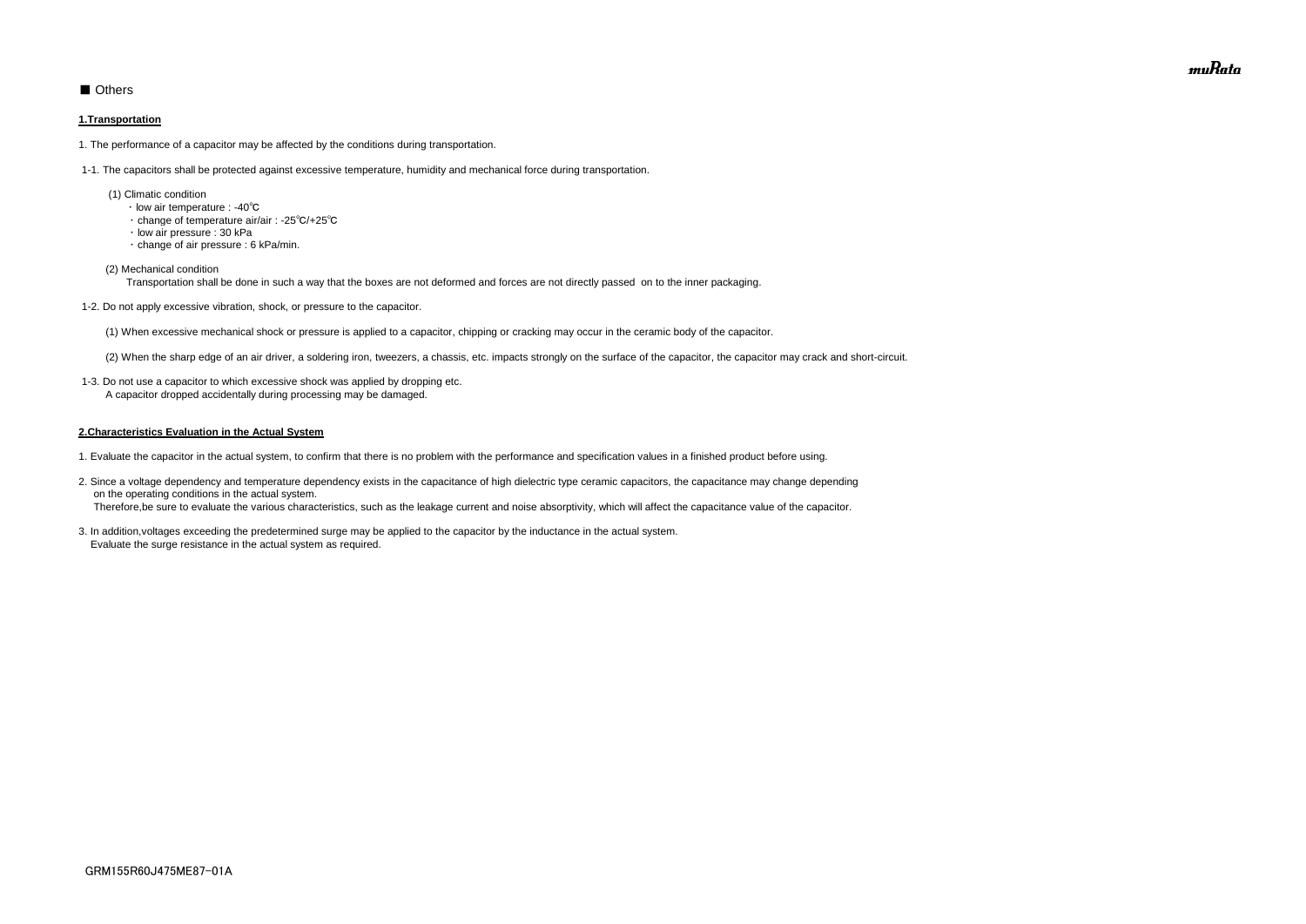## ■ Others

### 1.Transportation

1. The performance of a capacitor may be affected by the conditions during transportation.

1-1. The capacitors shall be protected against excessive temperature, humidity and mechanical force during transportation.

(1) Climatic condition

- ・low air temperature : -40℃
- ・change of temperature air/air : -25℃/+25℃
- ・low air pressure : 30 kPa
- ・change of air pressure : 6 kPa/min.

(2) Mechanical condition

Transportation shall be done in such a way that the boxes are not deformed and forces are not directly passed on to the inner packaging.

1-2. Do not apply excessive vibration, shock, or pressure to the capacitor.

(1) When excessive mechanical shock or pressure is applied to a capacitor, chipping or cracking may occur in the ceramic body of the capacitor.

(2) When the sharp edge of an air driver, a soldering iron, tweezers, a chassis, etc. impacts strongly on the surface of the capacitor, the capacitor may crack and short-circuit.

1-3. Do not use a capacitor to which excessive shock was applied by dropping etc.
A capacitor dropped accidentally during processing may be damaged.

### 2.Characteristics Evaluation in the Actual System

1. Evaluate the capacitor in the actual system, to confirm that there is no problem with the performance and specification values in a finished product before using.

2. Since a voltage dependency and temperature dependency exists in the capacitance of high dielectric type ceramic capacitors, the capacitance may change depending on the operating conditions in the actual system.
Therefore,be sure to evaluate the various characteristics, such as the leakage current and noise absorptivity, which will affect the capacitance value of the capacitor.

3. In addition,voltages exceeding the predetermined surge may be applied to the capacitor by the inductance in the actual system.
Evaluate the surge resistance in the actual system as required.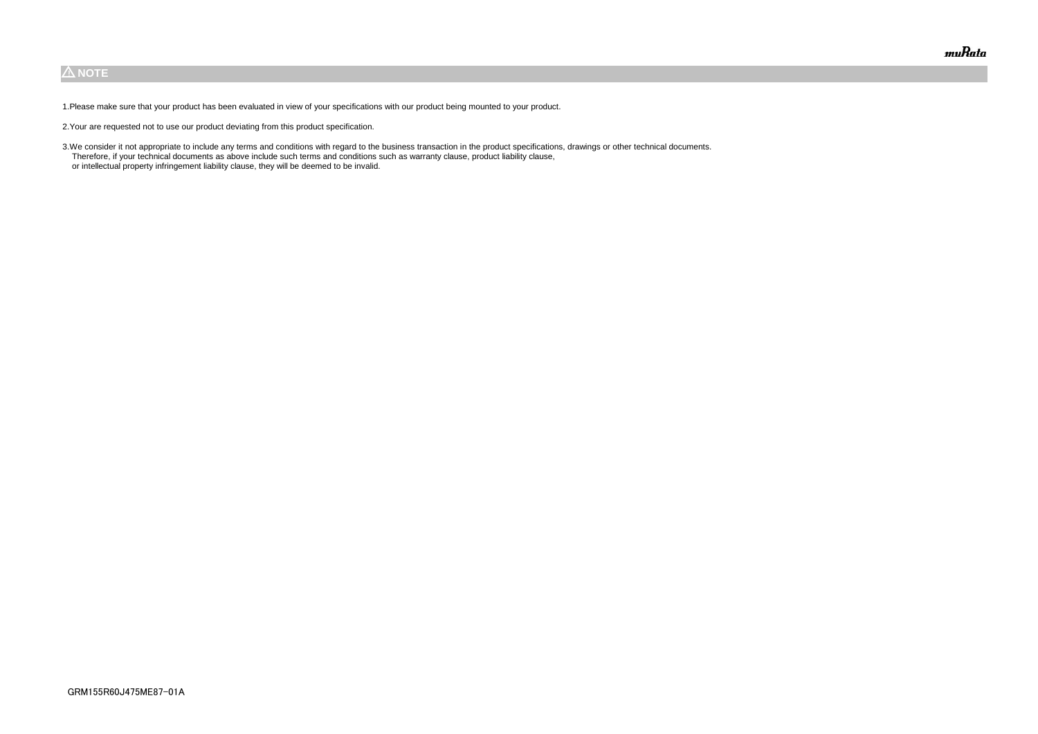## ⚠ NOTE

1.Please make sure that your product has been evaluated in view of your specifications with our product being mounted to your product.

2.Your are requested not to use our product deviating from this product specification.

3.We consider it not appropriate to include any terms and conditions with regard to the business transaction in the product specifications, drawings or other technical documents.
Therefore, if your technical documents as above include such terms and conditions such as warranty clause, product liability clause,
or intellectual property infringement liability clause, they will be deemed to be invalid.